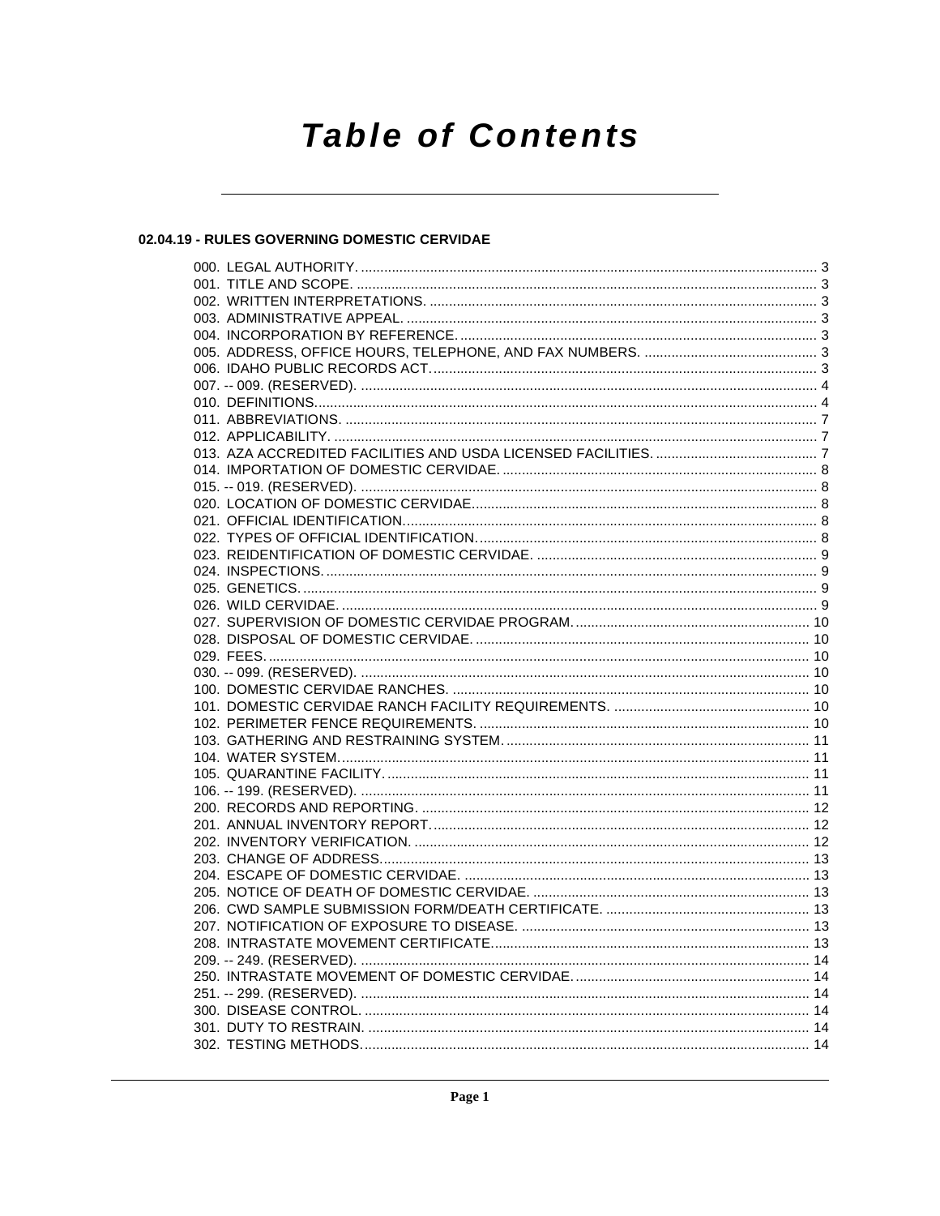# Table of Contents

## 02.04.19 - RULES GOVERNING DOMESTIC CERVIDAE

000. LEGAL AUTHORITY. .......................................................................................................................... 3
001. TITLE AND SCOPE. ......................................................................................................................... 3
002. WRITTEN INTERPRETATIONS. ...................................................................................................... 3
003. ADMINISTRATIVE APPEAL. ............................................................................................................ 3
004. INCORPORATION BY REFERENCE. .............................................................................................. 3
005. ADDRESS, OFFICE HOURS, TELEPHONE, AND FAX NUMBERS. .............................................. 3
006. IDAHO PUBLIC RECORDS ACT. ..................................................................................................... 3
007. -- 009. (RESERVED). ........................................................................................................................ 4
010. DEFINITIONS. .................................................................................................................................... 4
011. ABBREVIATIONS. ............................................................................................................................ 7
012. APPLICABILITY. ............................................................................................................................... 7
013. AZA ACCREDITED FACILITIES AND USDA LICENSED FACILITIES. ........................................... 7
014. IMPORTATION OF DOMESTIC CERVIDAE. .................................................................................... 8
015. -- 019. (RESERVED). ........................................................................................................................ 8
020. LOCATION OF DOMESTIC CERVIDAE. ........................................................................................... 8
021. OFFICIAL IDENTIFICATION. ............................................................................................................. 8
022. TYPES OF OFFICIAL IDENTIFICATION. .......................................................................................... 8
023. REIDENTIFICATION OF DOMESTIC CERVIDAE. ........................................................................... 9
024. INSPECTIONS. .................................................................................................................................. 9
025. GENETICS. ........................................................................................................................................ 9
026. WILD CERVIDAE. .............................................................................................................................. 9
027. SUPERVISION OF DOMESTIC CERVIDAE PROGRAM. ............................................................... 10
028. DISPOSAL OF DOMESTIC CERVIDAE. .......................................................................................... 10
029. FEES. ............................................................................................................................................... 10
030. -- 099. (RESERVED). ...................................................................................................................... 10
100. DOMESTIC CERVIDAE RANCHES. ............................................................................................... 10
101. DOMESTIC CERVIDAE RANCH FACILITY REQUIREMENTS. ..................................................... 10
102. PERIMETER FENCE REQUIREMENTS. ......................................................................................... 10
103. GATHERING AND RESTRAINING SYSTEM. ................................................................................. 11
104. WATER SYSTEM. ............................................................................................................................ 11
105. QUARANTINE FACILITY. ................................................................................................................ 11
106. -- 199. (RESERVED). ...................................................................................................................... 11
200. RECORDS AND REPORTING. ........................................................................................................ 12
201. ANNUAL INVENTORY REPORT. ..................................................................................................... 12
202. INVENTORY VERIFICATION. .......................................................................................................... 12
203. CHANGE OF ADDRESS. ................................................................................................................. 13
204. ESCAPE OF DOMESTIC CERVIDAE. ............................................................................................. 13
205. NOTICE OF DEATH OF DOMESTIC CERVIDAE. ........................................................................... 13
206. CWD SAMPLE SUBMISSION FORM/DEATH CERTIFICATE. ........................................................ 13
207. NOTIFICATION OF EXPOSURE TO DISEASE. .............................................................................. 13
208. INTRASTATE MOVEMENT CERTIFICATE. .................................................................................... 13
209. -- 249. (RESERVED). ...................................................................................................................... 14
250. INTRASTATE MOVEMENT OF DOMESTIC CERVIDAE. ................................................................ 14
251. -- 299. (RESERVED). ...................................................................................................................... 14
300. DISEASE CONTROL. ....................................................................................................................... 14
301. DUTY TO RESTRAIN. ...................................................................................................................... 14
302. TESTING METHODS. ....................................................................................................................... 14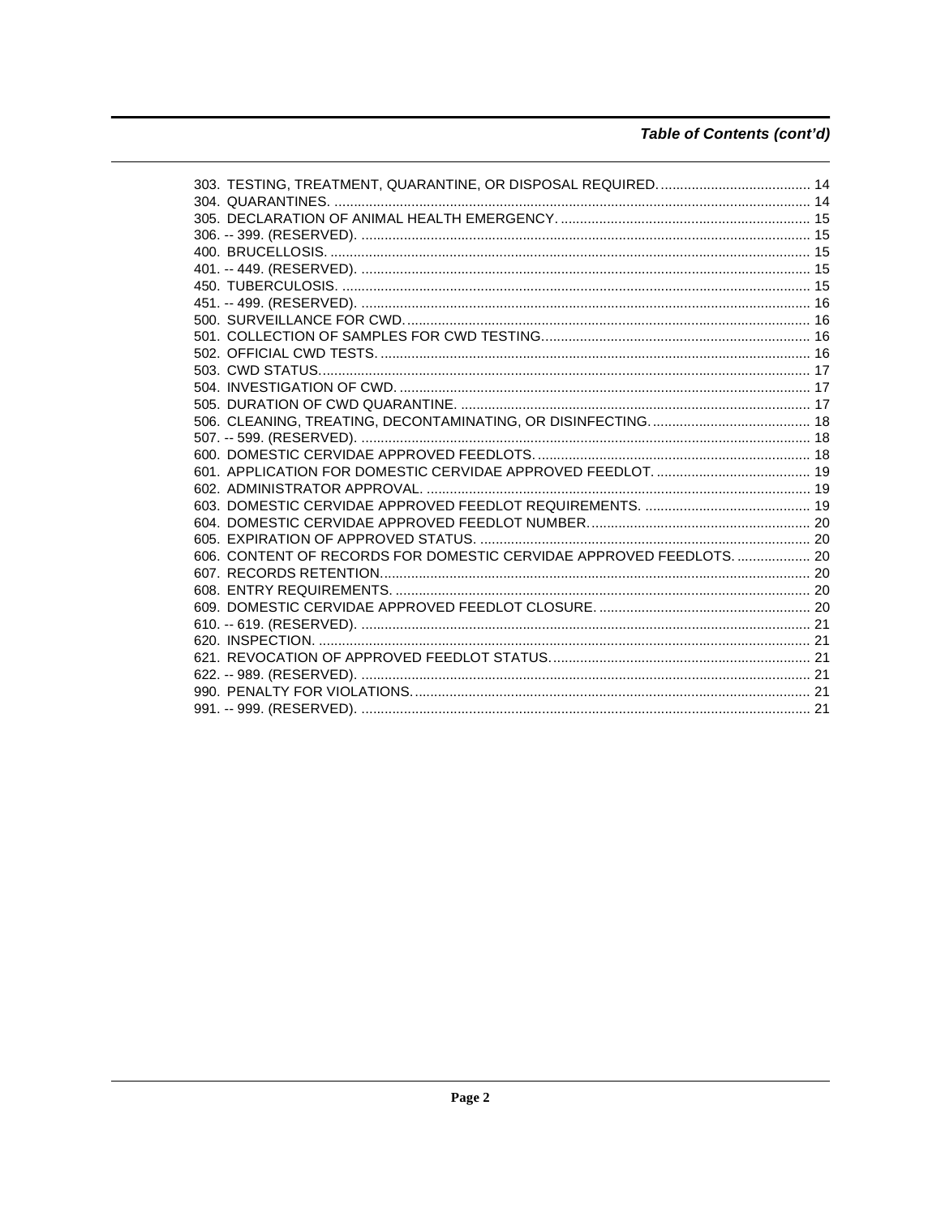## Table of Contents (cont'd)

303. TESTING, TREATMENT, QUARANTINE, OR DISPOSAL REQUIRED. ....................................... 14
304. QUARANTINES. ........................................................................................................... 14
305. DECLARATION OF ANIMAL HEALTH EMERGENCY. ................................................................ 15
306. -- 399. (RESERVED). .................................................................................................... 15
400. BRUCELLOSIS. ........................................................................................................... 15
401. -- 449. (RESERVED). .................................................................................................... 15
450. TUBERCULOSIS. ......................................................................................................... 15
451. -- 499. (RESERVED). .................................................................................................... 16
500. SURVEILLANCE FOR CWD. ......................................................................................... 16
501. COLLECTION OF SAMPLES FOR CWD TESTING. ..................................................................... 16
502. OFFICIAL CWD TESTS. ............................................................................................... 16
503. CWD STATUS. .............................................................................................................. 17
504. INVESTIGATION OF CWD. ........................................................................................... 17
505. DURATION OF CWD QUARANTINE. .............................................................................. 17
506. CLEANING, TREATING, DECONTAMINATING, OR DISINFECTING. ......................................... 18
507. -- 599. (RESERVED). .................................................................................................... 18
600. DOMESTIC CERVIDAE APPROVED FEEDLOTS. ...................................................................... 18
601. APPLICATION FOR DOMESTIC CERVIDAE APPROVED FEEDLOT. ......................................... 19
602. ADMINISTRATOR APPROVAL. ................................................................................... 19
603. DOMESTIC CERVIDAE APPROVED FEEDLOT REQUIREMENTS. ............................................ 19
604. DOMESTIC CERVIDAE APPROVED FEEDLOT NUMBER. ......................................................... 20
605. EXPIRATION OF APPROVED STATUS. ....................................................................... 20
606. CONTENT OF RECORDS FOR DOMESTIC CERVIDAE APPROVED FEEDLOTS. ................... 20
607. RECORDS RETENTION. ................................................................................................. 20
608. ENTRY REQUIREMENTS. ............................................................................................ 20
609. DOMESTIC CERVIDAE APPROVED FEEDLOT CLOSURE. ....................................................... 20
610. -- 619. (RESERVED). .................................................................................................... 21
620. INSPECTION. ................................................................................................................. 21
621. REVOCATION OF APPROVED FEEDLOT STATUS. .................................................................. 21
622. -- 989. (RESERVED). .................................................................................................... 21
990. PENALTY FOR VIOLATIONS. ...................................................................................... 21
991. -- 999. (RESERVED). .................................................................................................... 21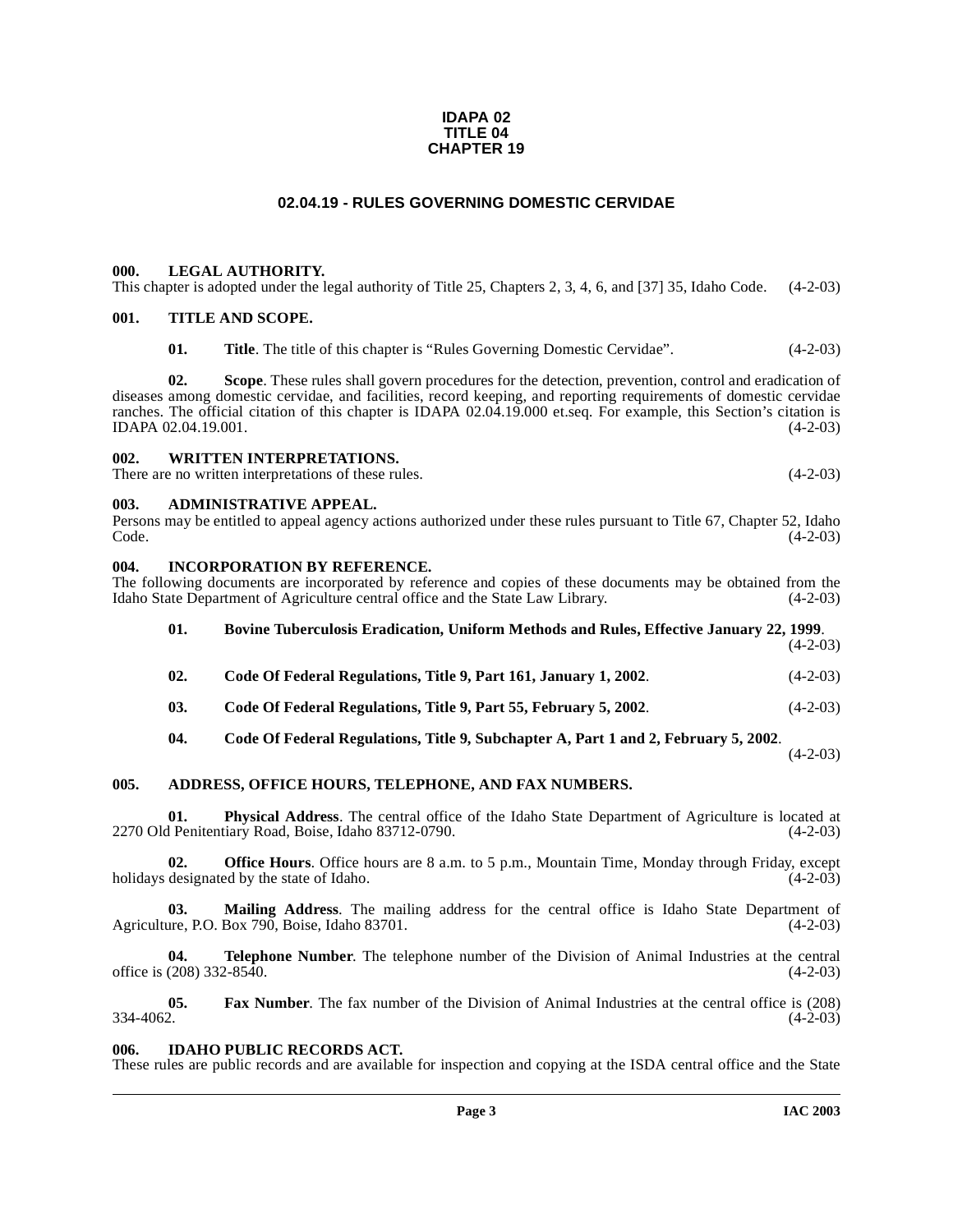**IDAPA 02**
**TITLE 04**
**CHAPTER 19**

# 02.04.19 - RULES GOVERNING DOMESTIC CERVIDAE

## 000. LEGAL AUTHORITY.

This chapter is adopted under the legal authority of Title 25, Chapters 2, 3, 4, 6, and [37] 35, Idaho Code. (4-2-03)

## 001. TITLE AND SCOPE.

**01. Title**. The title of this chapter is "Rules Governing Domestic Cervidae". (4-2-03)

**02. Scope**. These rules shall govern procedures for the detection, prevention, control and eradication of diseases among domestic cervidae, and facilities, record keeping, and reporting requirements of domestic cervidae ranches. The official citation of this chapter is IDAPA 02.04.19.000 et.seq. For example, this Section's citation is IDAPA 02.04.19.001. (4-2-03)

## 002. WRITTEN INTERPRETATIONS.

There are no written interpretations of these rules. (4-2-03)

## 003. ADMINISTRATIVE APPEAL.

Persons may be entitled to appeal agency actions authorized under these rules pursuant to Title 67, Chapter 52, Idaho Code. (4-2-03)

## 004. INCORPORATION BY REFERENCE.

The following documents are incorporated by reference and copies of these documents may be obtained from the Idaho State Department of Agriculture central office and the State Law Library. (4-2-03)

**01. Bovine Tuberculosis Eradication, Uniform Methods and Rules, Effective January 22, 1999**. (4-2-03)

**02. Code Of Federal Regulations, Title 9, Part 161, January 1, 2002**. (4-2-03)

**03. Code Of Federal Regulations, Title 9, Part 55, February 5, 2002**. (4-2-03)

**04. Code Of Federal Regulations, Title 9, Subchapter A, Part 1 and 2, February 5, 2002**. (4-2-03)

## 005. ADDRESS, OFFICE HOURS, TELEPHONE, AND FAX NUMBERS.

**01. Physical Address**. The central office of the Idaho State Department of Agriculture is located at 2270 Old Penitentiary Road, Boise, Idaho 83712-0790. (4-2-03)

**02. Office Hours**. Office hours are 8 a.m. to 5 p.m., Mountain Time, Monday through Friday, except holidays designated by the state of Idaho. (4-2-03)

**03. Mailing Address**. The mailing address for the central office is Idaho State Department of Agriculture, P.O. Box 790, Boise, Idaho 83701. (4-2-03)

**04. Telephone Number**. The telephone number of the Division of Animal Industries at the central office is (208) 332-8540. (4-2-03)

**05. Fax Number**. The fax number of the Division of Animal Industries at the central office is (208) 334-4062. (4-2-03)

## 006. IDAHO PUBLIC RECORDS ACT.

These rules are public records and are available for inspection and copying at the ISDA central office and the State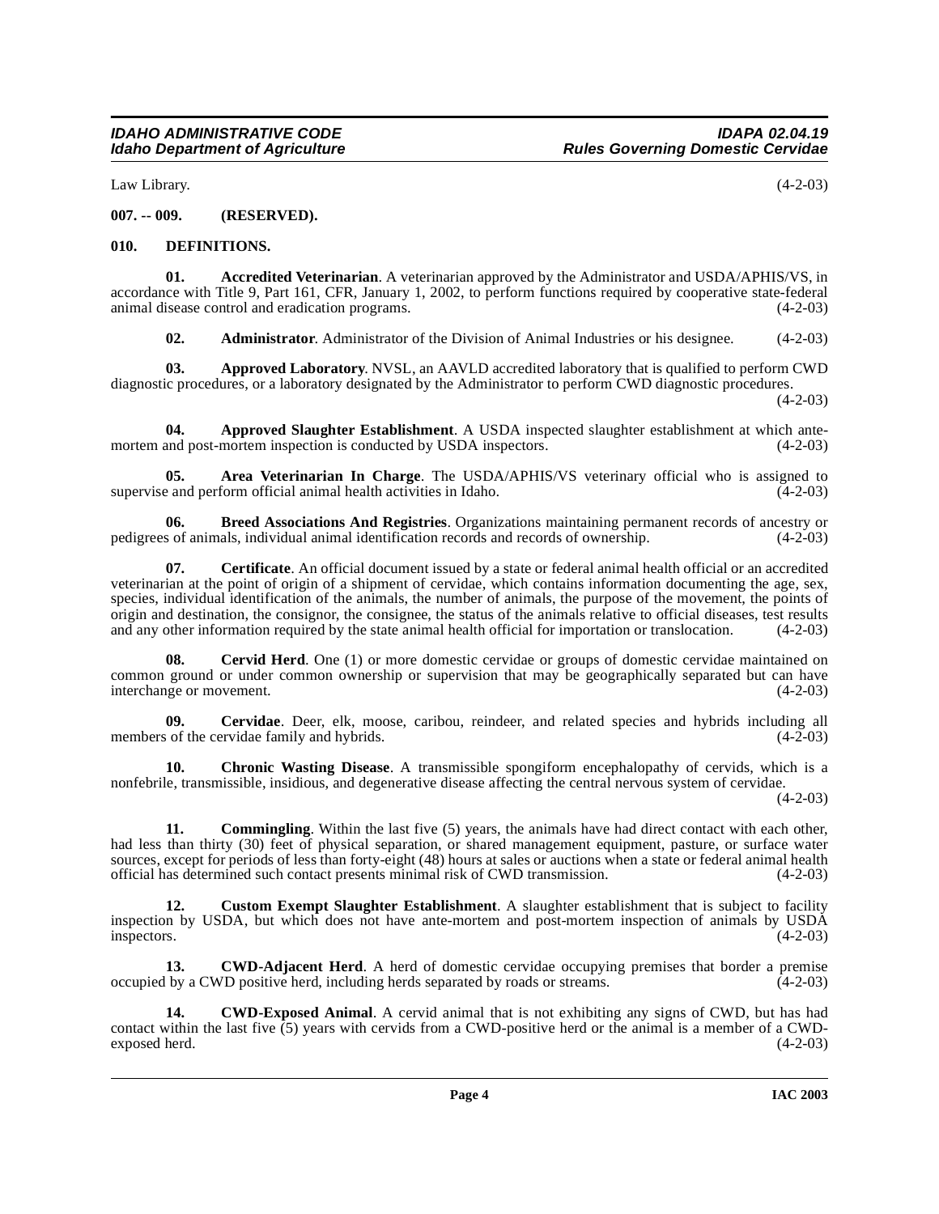Law Library. (4-2-03)

**007. -- 009. (RESERVED).**

**010. DEFINITIONS.**

**01. Accredited Veterinarian**. A veterinarian approved by the Administrator and USDA/APHIS/VS, in accordance with Title 9, Part 161, CFR, January 1, 2002, to perform functions required by cooperative state-federal animal disease control and eradication programs. (4-2-03)

**02. Administrator**. Administrator of the Division of Animal Industries or his designee. (4-2-03)

**03. Approved Laboratory**. NVSL, an AAVLD accredited laboratory that is qualified to perform CWD diagnostic procedures, or a laboratory designated by the Administrator to perform CWD diagnostic procedures. (4-2-03)

**04. Approved Slaughter Establishment**. A USDA inspected slaughter establishment at which ante-mortem and post-mortem inspection is conducted by USDA inspectors. (4-2-03)

**05. Area Veterinarian In Charge**. The USDA/APHIS/VS veterinary official who is assigned to supervise and perform official animal health activities in Idaho. (4-2-03)

**06. Breed Associations And Registries**. Organizations maintaining permanent records of ancestry or pedigrees of animals, individual animal identification records and records of ownership. (4-2-03)

**07. Certificate**. An official document issued by a state or federal animal health official or an accredited veterinarian at the point of origin of a shipment of cervidae, which contains information documenting the age, sex, species, individual identification of the animals, the number of animals, the purpose of the movement, the points of origin and destination, the consignor, the consignee, the status of the animals relative to official diseases, test results and any other information required by the state animal health official for importation or translocation. (4-2-03)

**08. Cervid Herd**. One (1) or more domestic cervidae or groups of domestic cervidae maintained on common ground or under common ownership or supervision that may be geographically separated but can have interchange or movement. (4-2-03)

**09. Cervidae**. Deer, elk, moose, caribou, reindeer, and related species and hybrids including all members of the cervidae family and hybrids. (4-2-03)

**10. Chronic Wasting Disease**. A transmissible spongiform encephalopathy of cervids, which is a nonfebrile, transmissible, insidious, and degenerative disease affecting the central nervous system of cervidae. (4-2-03)

**11. Commingling**. Within the last five (5) years, the animals have had direct contact with each other, had less than thirty (30) feet of physical separation, or shared management equipment, pasture, or surface water sources, except for periods of less than forty-eight (48) hours at sales or auctions when a state or federal animal health official has determined such contact presents minimal risk of CWD transmission. (4-2-03)

**12. Custom Exempt Slaughter Establishment**. A slaughter establishment that is subject to facility inspection by USDA, but which does not have ante-mortem and post-mortem inspection of animals by USDA inspectors. (4-2-03)

**13. CWD-Adjacent Herd**. A herd of domestic cervidae occupying premises that border a premise occupied by a CWD positive herd, including herds separated by roads or streams. (4-2-03)

**14. CWD-Exposed Animal**. A cervid animal that is not exhibiting any signs of CWD, but has had contact within the last five (5) years with cervids from a CWD-positive herd or the animal is a member of a CWD-exposed herd. (4-2-03)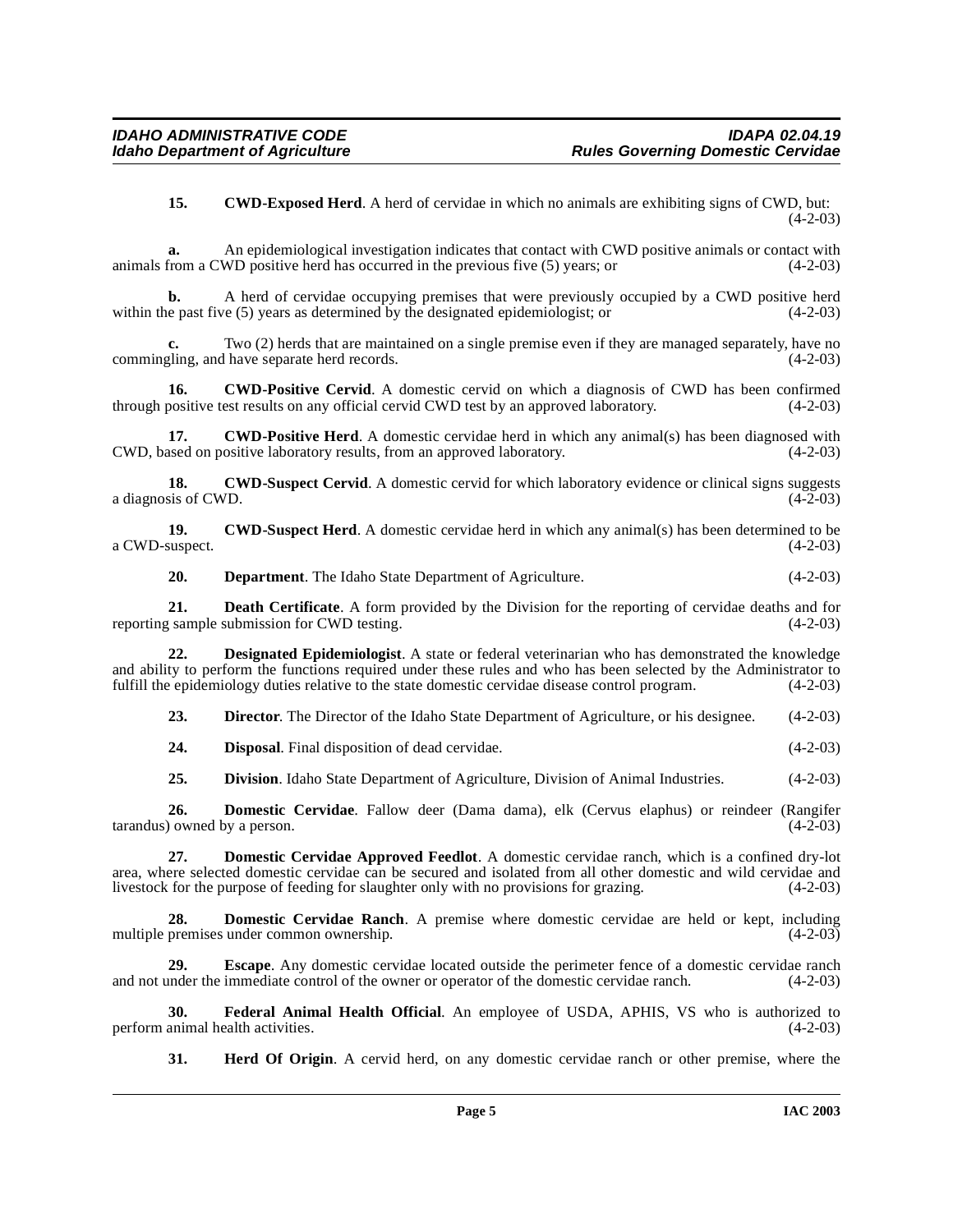**15. CWD-Exposed Herd**. A herd of cervidae in which no animals are exhibiting signs of CWD, but: (4-2-03)

**a.** An epidemiological investigation indicates that contact with CWD positive animals or contact with animals from a CWD positive herd has occurred in the previous five (5) years; or (4-2-03)

**b.** A herd of cervidae occupying premises that were previously occupied by a CWD positive herd within the past five (5) years as determined by the designated epidemiologist; or (4-2-03)

**c.** Two (2) herds that are maintained on a single premise even if they are managed separately, have no commingling, and have separate herd records. (4-2-03)

**16. CWD-Positive Cervid**. A domestic cervid on which a diagnosis of CWD has been confirmed through positive test results on any official cervid CWD test by an approved laboratory. (4-2-03)

**17. CWD-Positive Herd**. A domestic cervidae herd in which any animal(s) has been diagnosed with CWD, based on positive laboratory results, from an approved laboratory. (4-2-03)

**18. CWD-Suspect Cervid**. A domestic cervid for which laboratory evidence or clinical signs suggests a diagnosis of CWD. (4-2-03)

**19. CWD-Suspect Herd**. A domestic cervidae herd in which any animal(s) has been determined to be a CWD-suspect. (4-2-03)

**20. Department**. The Idaho State Department of Agriculture. (4-2-03)

**21. Death Certificate**. A form provided by the Division for the reporting of cervidae deaths and for reporting sample submission for CWD testing. (4-2-03)

**22. Designated Epidemiologist**. A state or federal veterinarian who has demonstrated the knowledge and ability to perform the functions required under these rules and who has been selected by the Administrator to fulfill the epidemiology duties relative to the state domestic cervidae disease control program. (4-2-03)

**23. Director**. The Director of the Idaho State Department of Agriculture, or his designee. (4-2-03)

**24. Disposal**. Final disposition of dead cervidae. (4-2-03)

**25. Division**. Idaho State Department of Agriculture, Division of Animal Industries. (4-2-03)

**26. Domestic Cervidae**. Fallow deer (Dama dama), elk (Cervus elaphus) or reindeer (Rangifer tarandus) owned by a person. (4-2-03)

**27. Domestic Cervidae Approved Feedlot**. A domestic cervidae ranch, which is a confined dry-lot area, where selected domestic cervidae can be secured and isolated from all other domestic and wild cervidae and livestock for the purpose of feeding for slaughter only with no provisions for grazing. (4-2-03)

**28. Domestic Cervidae Ranch**. A premise where domestic cervidae are held or kept, including multiple premises under common ownership. (4-2-03)

**29. Escape**. Any domestic cervidae located outside the perimeter fence of a domestic cervidae ranch and not under the immediate control of the owner or operator of the domestic cervidae ranch. (4-2-03)

**30. Federal Animal Health Official**. An employee of USDA, APHIS, VS who is authorized to perform animal health activities. (4-2-03)

**31. Herd Of Origin**. A cervid herd, on any domestic cervidae ranch or other premise, where the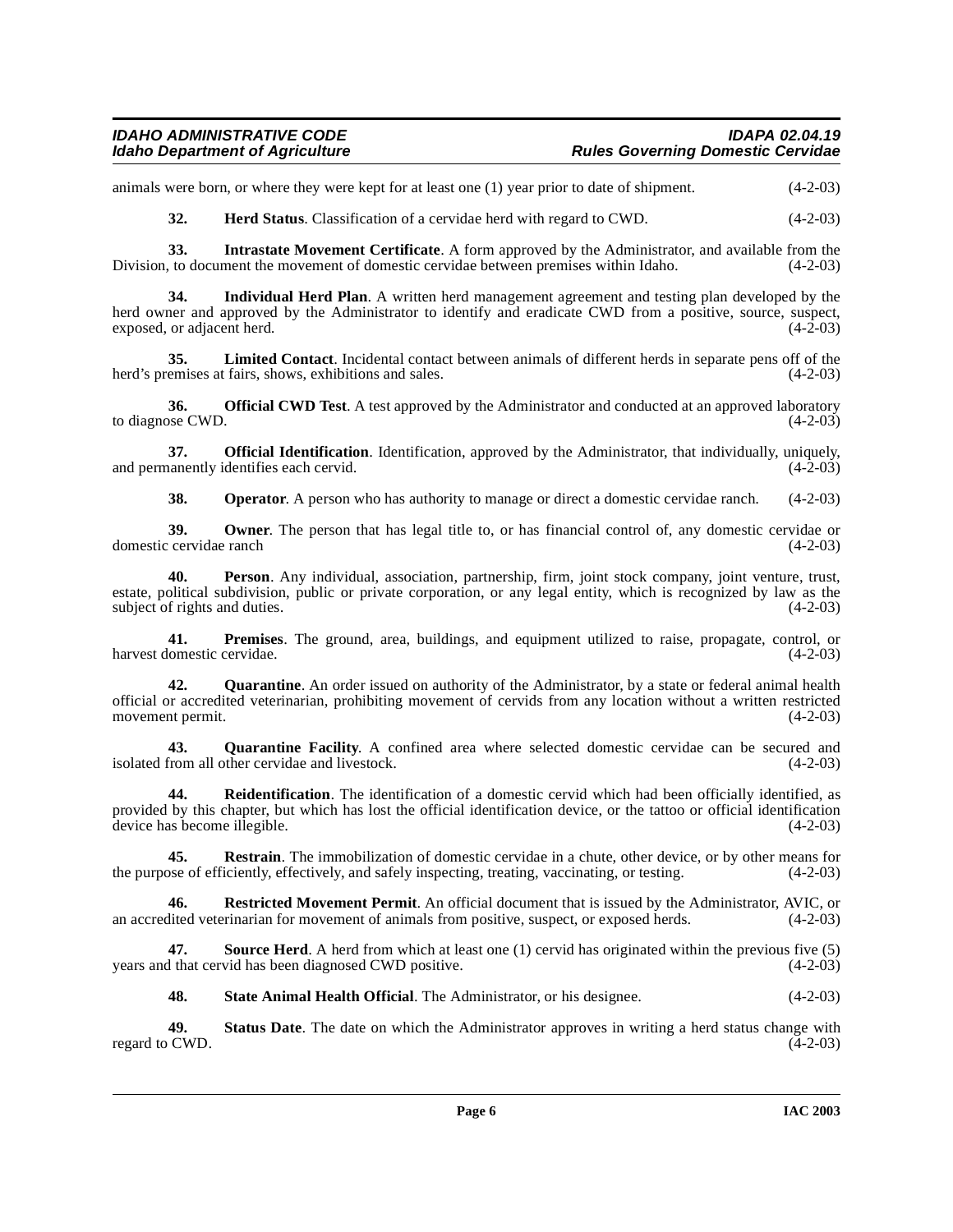animals were born, or where they were kept for at least one (1) year prior to date of shipment. (4-2-03)

**32. Herd Status**. Classification of a cervidae herd with regard to CWD. (4-2-03)

**33. Intrastate Movement Certificate**. A form approved by the Administrator, and available from the Division, to document the movement of domestic cervidae between premises within Idaho. (4-2-03)

**34. Individual Herd Plan**. A written herd management agreement and testing plan developed by the herd owner and approved by the Administrator to identify and eradicate CWD from a positive, source, suspect, exposed, or adjacent herd. (4-2-03)

**35. Limited Contact**. Incidental contact between animals of different herds in separate pens off of the herd's premises at fairs, shows, exhibitions and sales. (4-2-03)

**36. Official CWD Test**. A test approved by the Administrator and conducted at an approved laboratory to diagnose CWD. (4-2-03)

**37. Official Identification**. Identification, approved by the Administrator, that individually, uniquely, and permanently identifies each cervid. (4-2-03)

**38. Operator**. A person who has authority to manage or direct a domestic cervidae ranch. (4-2-03)

**39. Owner**. The person that has legal title to, or has financial control of, any domestic cervidae or domestic cervidae ranch (4-2-03)

**40. Person**. Any individual, association, partnership, firm, joint stock company, joint venture, trust, estate, political subdivision, public or private corporation, or any legal entity, which is recognized by law as the subject of rights and duties. (4-2-03)

**41. Premises**. The ground, area, buildings, and equipment utilized to raise, propagate, control, or harvest domestic cervidae. (4-2-03)

**42. Quarantine**. An order issued on authority of the Administrator, by a state or federal animal health official or accredited veterinarian, prohibiting movement of cervids from any location without a written restricted movement permit. (4-2-03)

**43. Quarantine Facility**. A confined area where selected domestic cervidae can be secured and isolated from all other cervidae and livestock. (4-2-03)

**44. Reidentification**. The identification of a domestic cervid which had been officially identified, as provided by this chapter, but which has lost the official identification device, or the tattoo or official identification device has become illegible. (4-2-03)

**45. Restrain**. The immobilization of domestic cervidae in a chute, other device, or by other means for the purpose of efficiently, effectively, and safely inspecting, treating, vaccinating, or testing. (4-2-03)

**46. Restricted Movement Permit**. An official document that is issued by the Administrator, AVIC, or an accredited veterinarian for movement of animals from positive, suspect, or exposed herds. (4-2-03)

**47. Source Herd**. A herd from which at least one (1) cervid has originated within the previous five (5) years and that cervid has been diagnosed CWD positive. (4-2-03)

**48. State Animal Health Official**. The Administrator, or his designee. (4-2-03)

**49. Status Date**. The date on which the Administrator approves in writing a herd status change with regard to CWD. (4-2-03)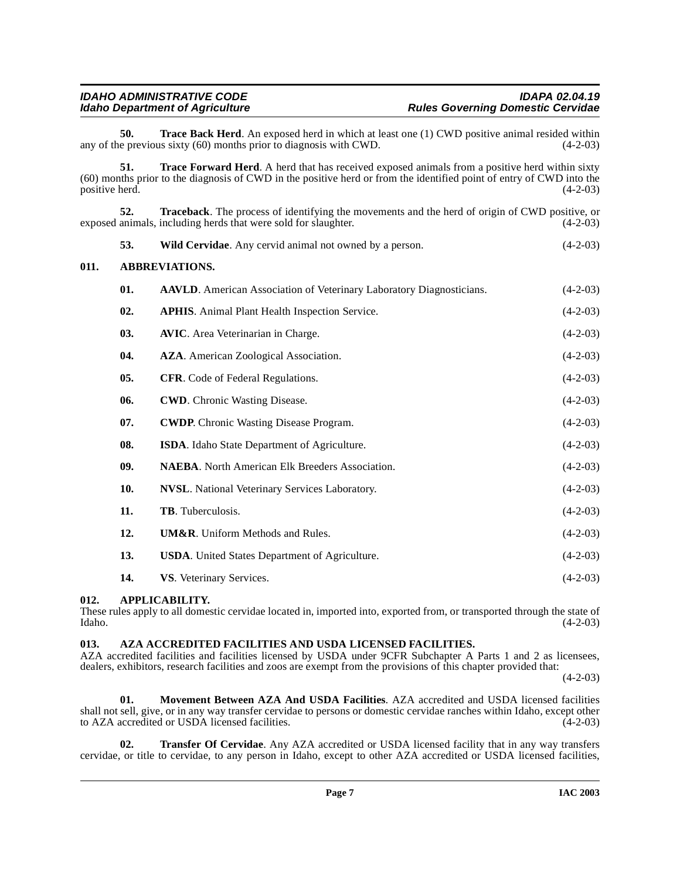**50. Trace Back Herd**. An exposed herd in which at least one (1) CWD positive animal resided within any of the previous sixty (60) months prior to diagnosis with CWD. (4-2-03)

**51. Trace Forward Herd**. A herd that has received exposed animals from a positive herd within sixty (60) months prior to the diagnosis of CWD in the positive herd or from the identified point of entry of CWD into the positive herd. (4-2-03)

**52. Traceback**. The process of identifying the movements and the herd of origin of CWD positive, or exposed animals, including herds that were sold for slaughter. (4-2-03)

**53. Wild Cervidae**. Any cervid animal not owned by a person. (4-2-03)

## 011. ABBREVIATIONS.

**01. AAVLD**. American Association of Veterinary Laboratory Diagnosticians. (4-2-03)

**02. APHIS**. Animal Plant Health Inspection Service. (4-2-03)

**03. AVIC**. Area Veterinarian in Charge. (4-2-03)

**04. AZA**. American Zoological Association. (4-2-03)

**05. CFR**. Code of Federal Regulations. (4-2-03)

**06. CWD**. Chronic Wasting Disease. (4-2-03)

**07. CWDP**. Chronic Wasting Disease Program. (4-2-03)

**08. ISDA**. Idaho State Department of Agriculture. (4-2-03)

**09. NAEBA**. North American Elk Breeders Association. (4-2-03)

**10. NVSL**. National Veterinary Services Laboratory. (4-2-03)

**11. TB**. Tuberculosis. (4-2-03)

**12. UM&R**. Uniform Methods and Rules. (4-2-03)

**13. USDA**. United States Department of Agriculture. (4-2-03)

**14. VS**. Veterinary Services. (4-2-03)

## 012. APPLICABILITY.

These rules apply to all domestic cervidae located in, imported into, exported from, or transported through the state of Idaho. (4-2-03)

## 013. AZA ACCREDITED FACILITIES AND USDA LICENSED FACILITIES.

AZA accredited facilities and facilities licensed by USDA under 9CFR Subchapter A Parts 1 and 2 as licensees, dealers, exhibitors, research facilities and zoos are exempt from the provisions of this chapter provided that: (4-2-03)

**01. Movement Between AZA And USDA Facilities**. AZA accredited and USDA licensed facilities shall not sell, give, or in any way transfer cervidae to persons or domestic cervidae ranches within Idaho, except other to AZA accredited or USDA licensed facilities. (4-2-03)

**02. Transfer Of Cervidae**. Any AZA accredited or USDA licensed facility that in any way transfers cervidae, or title to cervidae, to any person in Idaho, except to other AZA accredited or USDA licensed facilities,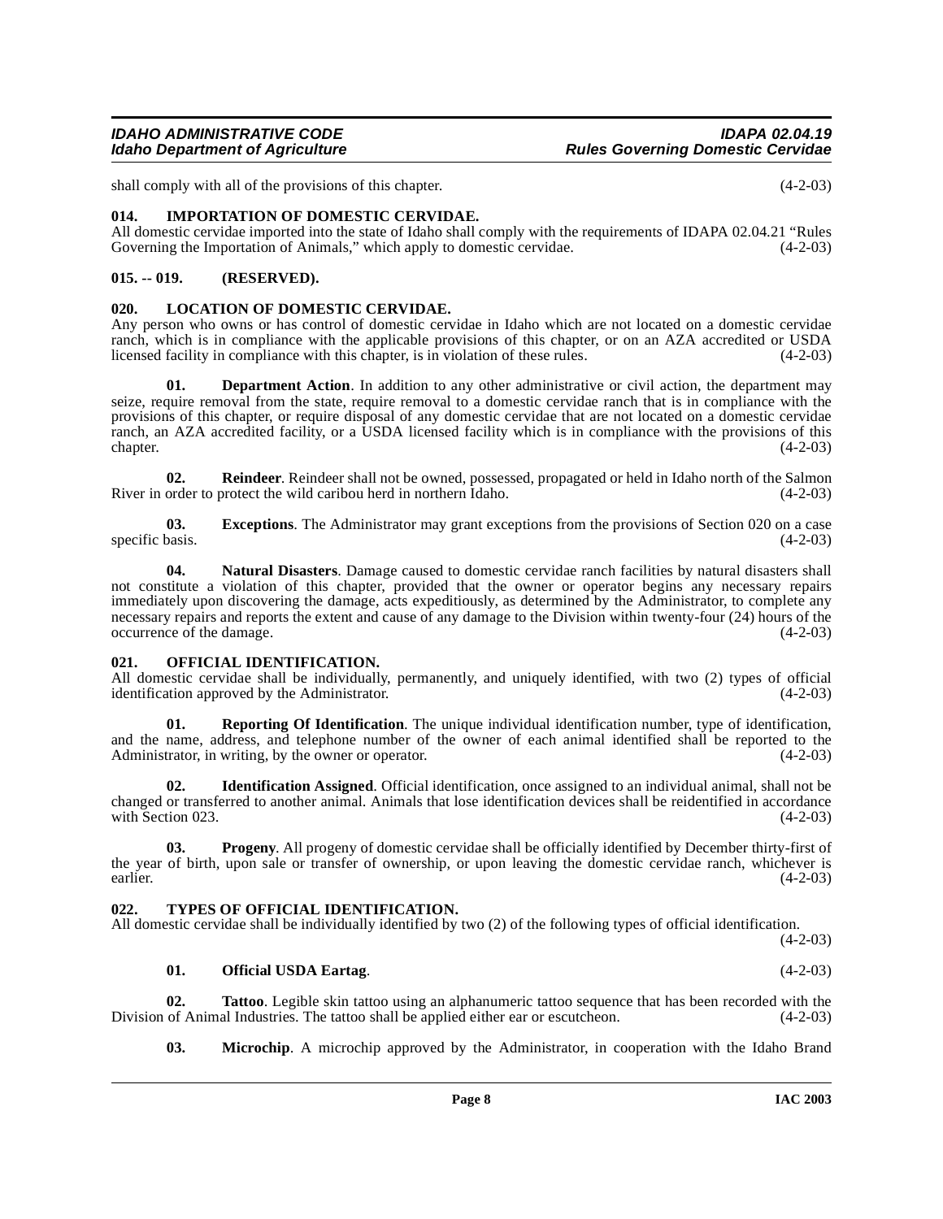shall comply with all of the provisions of this chapter. (4-2-03)

### 014. IMPORTATION OF DOMESTIC CERVIDAE.

All domestic cervidae imported into the state of Idaho shall comply with the requirements of IDAPA 02.04.21 "Rules Governing the Importation of Animals," which apply to domestic cervidae. (4-2-03)

### 015. -- 019. (RESERVED).

### 020. LOCATION OF DOMESTIC CERVIDAE.

Any person who owns or has control of domestic cervidae in Idaho which are not located on a domestic cervidae ranch, which is in compliance with the applicable provisions of this chapter, or on an AZA accredited or USDA licensed facility in compliance with this chapter, is in violation of these rules. (4-2-03)

**01. Department Action**. In addition to any other administrative or civil action, the department may seize, require removal from the state, require removal to a domestic cervidae ranch that is in compliance with the provisions of this chapter, or require disposal of any domestic cervidae that are not located on a domestic cervidae ranch, an AZA accredited facility, or a USDA licensed facility which is in compliance with the provisions of this chapter. (4-2-03)

**02. Reindeer**. Reindeer shall not be owned, possessed, propagated or held in Idaho north of the Salmon River in order to protect the wild caribou herd in northern Idaho. (4-2-03)

**03. Exceptions**. The Administrator may grant exceptions from the provisions of Section 020 on a case specific basis. (4-2-03)

**04. Natural Disasters**. Damage caused to domestic cervidae ranch facilities by natural disasters shall not constitute a violation of this chapter, provided that the owner or operator begins any necessary repairs immediately upon discovering the damage, acts expeditiously, as determined by the Administrator, to complete any necessary repairs and reports the extent and cause of any damage to the Division within twenty-four (24) hours of the occurrence of the damage. (4-2-03)

### 021. OFFICIAL IDENTIFICATION.

All domestic cervidae shall be individually, permanently, and uniquely identified, with two (2) types of official identification approved by the Administrator. (4-2-03)

**01. Reporting Of Identification**. The unique individual identification number, type of identification, and the name, address, and telephone number of the owner of each animal identified shall be reported to the Administrator, in writing, by the owner or operator. (4-2-03)

**02. Identification Assigned**. Official identification, once assigned to an individual animal, shall not be changed or transferred to another animal. Animals that lose identification devices shall be reidentified in accordance with Section 023. (4-2-03)

**03. Progeny**. All progeny of domestic cervidae shall be officially identified by December thirty-first of the year of birth, upon sale or transfer of ownership, or upon leaving the domestic cervidae ranch, whichever is earlier. (4-2-03)

### 022. TYPES OF OFFICIAL IDENTIFICATION.

All domestic cervidae shall be individually identified by two (2) of the following types of official identification. (4-2-03)

**01. Official USDA Eartag**. (4-2-03)

**02. Tattoo**. Legible skin tattoo using an alphanumeric tattoo sequence that has been recorded with the Division of Animal Industries. The tattoo shall be applied either ear or escutcheon. (4-2-03)

**03. Microchip**. A microchip approved by the Administrator, in cooperation with the Idaho Brand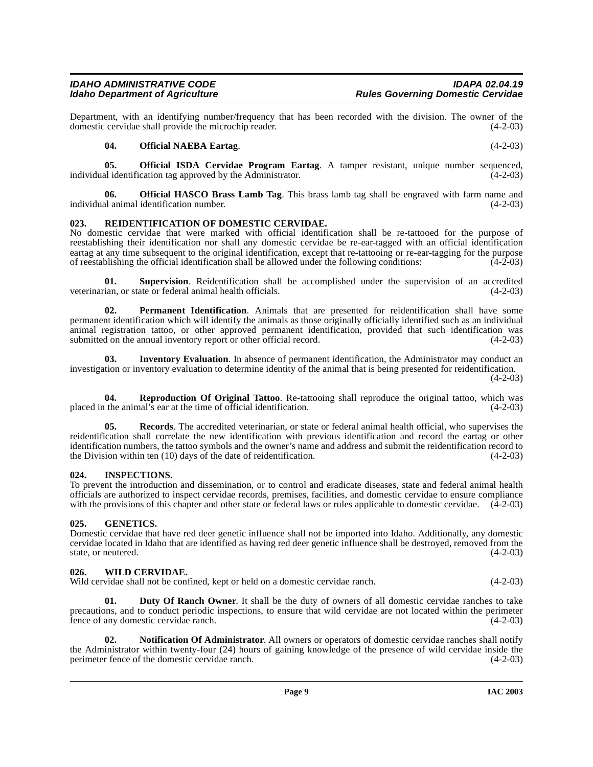Department, with an identifying number/frequency that has been recorded with the division. The owner of the domestic cervidae shall provide the microchip reader. (4-2-03)

**04. Official NAEBA Eartag**. (4-2-03)

**05. Official ISDA Cervidae Program Eartag**. A tamper resistant, unique number sequenced, individual identification tag approved by the Administrator. (4-2-03)

**06. Official HASCO Brass Lamb Tag**. This brass lamb tag shall be engraved with farm name and individual animal identification number. (4-2-03)

## 023. REIDENTIFICATION OF DOMESTIC CERVIDAE.

No domestic cervidae that were marked with official identification shall be re-tattooed for the purpose of reestablishing their identification nor shall any domestic cervidae be re-ear-tagged with an official identification eartag at any time subsequent to the original identification, except that re-tattooing or re-ear-tagging for the purpose of reestablishing the official identification shall be allowed under the following conditions: (4-2-03)

**01. Supervision**. Reidentification shall be accomplished under the supervision of an accredited veterinarian, or state or federal animal health officials. (4-2-03)

**02. Permanent Identification**. Animals that are presented for reidentification shall have some permanent identification which will identify the animals as those originally officially identified such as an individual animal registration tattoo, or other approved permanent identification, provided that such identification was submitted on the annual inventory report or other official record. (4-2-03)

**03. Inventory Evaluation**. In absence of permanent identification, the Administrator may conduct an investigation or inventory evaluation to determine identity of the animal that is being presented for reidentification. (4-2-03)

**04. Reproduction Of Original Tattoo**. Re-tattooing shall reproduce the original tattoo, which was placed in the animal's ear at the time of official identification. (4-2-03)

**05. Records**. The accredited veterinarian, or state or federal animal health official, who supervises the reidentification shall correlate the new identification with previous identification and record the eartag or other identification numbers, the tattoo symbols and the owner's name and address and submit the reidentification record to the Division within ten (10) days of the date of reidentification. (4-2-03)

## 024. INSPECTIONS.

To prevent the introduction and dissemination, or to control and eradicate diseases, state and federal animal health officials are authorized to inspect cervidae records, premises, facilities, and domestic cervidae to ensure compliance with the provisions of this chapter and other state or federal laws or rules applicable to domestic cervidae. (4-2-03)

## 025. GENETICS.

Domestic cervidae that have red deer genetic influence shall not be imported into Idaho. Additionally, any domestic cervidae located in Idaho that are identified as having red deer genetic influence shall be destroyed, removed from the state, or neutered. (4-2-03)

## 026. WILD CERVIDAE.

Wild cervidae shall not be confined, kept or held on a domestic cervidae ranch. (4-2-03)

**01. Duty Of Ranch Owner**. It shall be the duty of owners of all domestic cervidae ranches to take precautions, and to conduct periodic inspections, to ensure that wild cervidae are not located within the perimeter fence of any domestic cervidae ranch. (4-2-03)

**02. Notification Of Administrator**. All owners or operators of domestic cervidae ranches shall notify the Administrator within twenty-four (24) hours of gaining knowledge of the presence of wild cervidae inside the perimeter fence of the domestic cervidae ranch. (4-2-03)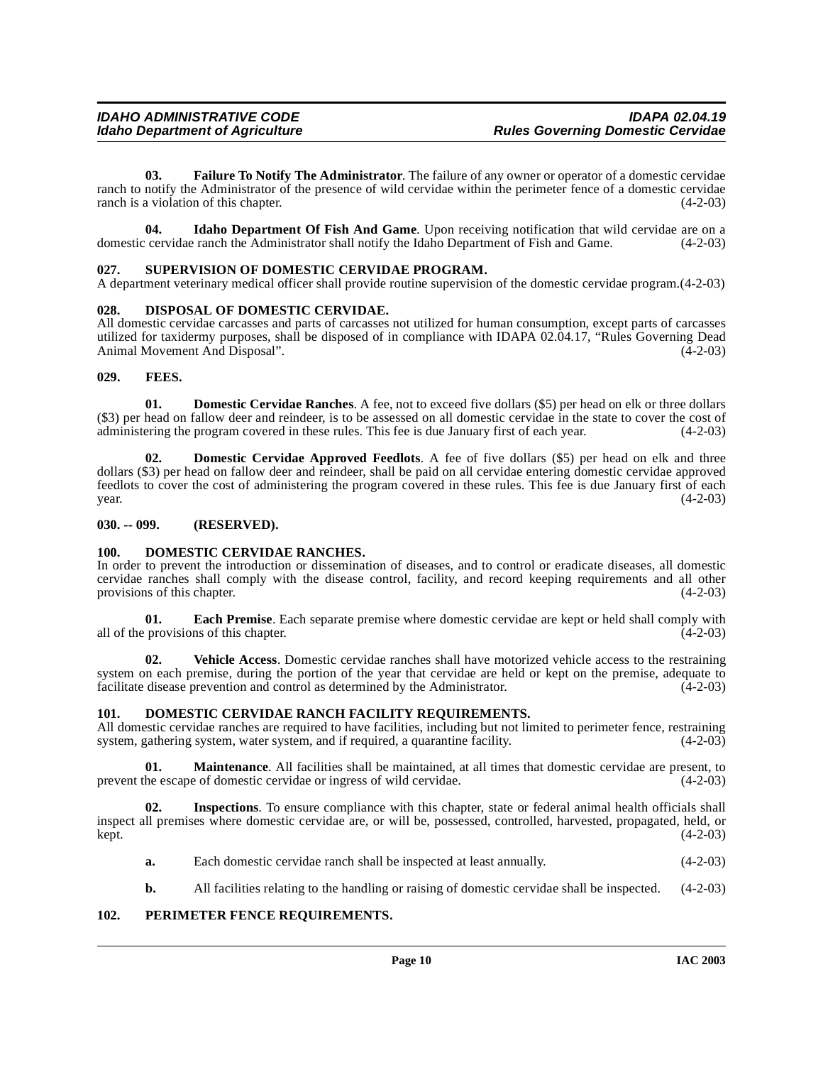**03. Failure To Notify The Administrator**. The failure of any owner or operator of a domestic cervidae ranch to notify the Administrator of the presence of wild cervidae within the perimeter fence of a domestic cervidae ranch is a violation of this chapter. (4-2-03)

**04. Idaho Department Of Fish And Game**. Upon receiving notification that wild cervidae are on a domestic cervidae ranch the Administrator shall notify the Idaho Department of Fish and Game. (4-2-03)

### 027. SUPERVISION OF DOMESTIC CERVIDAE PROGRAM.

A department veterinary medical officer shall provide routine supervision of the domestic cervidae program.(4-2-03)

### 028. DISPOSAL OF DOMESTIC CERVIDAE.

All domestic cervidae carcasses and parts of carcasses not utilized for human consumption, except parts of carcasses utilized for taxidermy purposes, shall be disposed of in compliance with IDAPA 02.04.17, "Rules Governing Dead Animal Movement And Disposal". (4-2-03)

### 029. FEES.

**01. Domestic Cervidae Ranches**. A fee, not to exceed five dollars ($5) per head on elk or three dollars ($3) per head on fallow deer and reindeer, is to be assessed on all domestic cervidae in the state to cover the cost of administering the program covered in these rules. This fee is due January first of each year. (4-2-03)

**02. Domestic Cervidae Approved Feedlots**. A fee of five dollars ($5) per head on elk and three dollars ($3) per head on fallow deer and reindeer, shall be paid on all cervidae entering domestic cervidae approved feedlots to cover the cost of administering the program covered in these rules. This fee is due January first of each year. (4-2-03)

### 030. -- 099. (RESERVED).

### 100. DOMESTIC CERVIDAE RANCHES.

In order to prevent the introduction or dissemination of diseases, and to control or eradicate diseases, all domestic cervidae ranches shall comply with the disease control, facility, and record keeping requirements and all other provisions of this chapter. (4-2-03)

**01. Each Premise**. Each separate premise where domestic cervidae are kept or held shall comply with all of the provisions of this chapter. (4-2-03)

**02. Vehicle Access**. Domestic cervidae ranches shall have motorized vehicle access to the restraining system on each premise, during the portion of the year that cervidae are held or kept on the premise, adequate to facilitate disease prevention and control as determined by the Administrator. (4-2-03)

### 101. DOMESTIC CERVIDAE RANCH FACILITY REQUIREMENTS.

All domestic cervidae ranches are required to have facilities, including but not limited to perimeter fence, restraining system, gathering system, water system, and if required, a quarantine facility. (4-2-03)

**01. Maintenance**. All facilities shall be maintained, at all times that domestic cervidae are present, to prevent the escape of domestic cervidae or ingress of wild cervidae. (4-2-03)

**02. Inspections**. To ensure compliance with this chapter, state or federal animal health officials shall inspect all premises where domestic cervidae are, or will be, possessed, controlled, harvested, propagated, held, or kept. (4-2-03)

**a.** Each domestic cervidae ranch shall be inspected at least annually. (4-2-03)

**b.** All facilities relating to the handling or raising of domestic cervidae shall be inspected. (4-2-03)

### 102. PERIMETER FENCE REQUIREMENTS.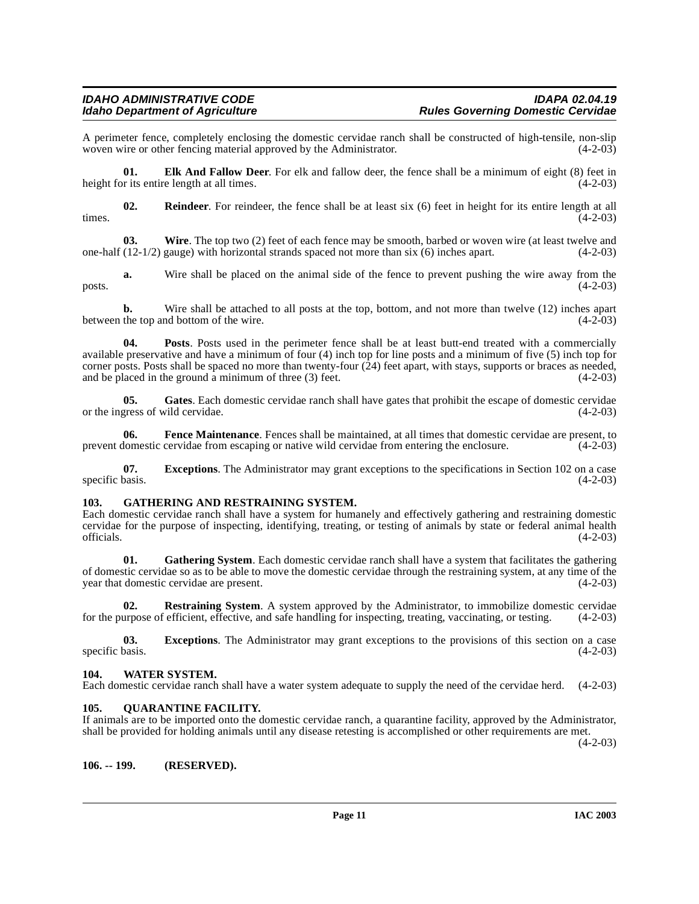A perimeter fence, completely enclosing the domestic cervidae ranch shall be constructed of high-tensile, non-slip woven wire or other fencing material approved by the Administrator. (4-2-03)

**01. Elk And Fallow Deer**. For elk and fallow deer, the fence shall be a minimum of eight (8) feet in height for its entire length at all times. (4-2-03)

**02. Reindeer**. For reindeer, the fence shall be at least six (6) feet in height for its entire length at all times. (4-2-03)

**03. Wire**. The top two (2) feet of each fence may be smooth, barbed or woven wire (at least twelve and one-half (12-1/2) gauge) with horizontal strands spaced not more than six (6) inches apart. (4-2-03)

**a.** Wire shall be placed on the animal side of the fence to prevent pushing the wire away from the posts. (4-2-03)

**b.** Wire shall be attached to all posts at the top, bottom, and not more than twelve (12) inches apart between the top and bottom of the wire. (4-2-03)

**04. Posts**. Posts used in the perimeter fence shall be at least butt-end treated with a commercially available preservative and have a minimum of four (4) inch top for line posts and a minimum of five (5) inch top for corner posts. Posts shall be spaced no more than twenty-four (24) feet apart, with stays, supports or braces as needed, and be placed in the ground a minimum of three (3) feet. (4-2-03)

**05. Gates**. Each domestic cervidae ranch shall have gates that prohibit the escape of domestic cervidae or the ingress of wild cervidae. (4-2-03)

**06. Fence Maintenance**. Fences shall be maintained, at all times that domestic cervidae are present, to prevent domestic cervidae from escaping or native wild cervidae from entering the enclosure. (4-2-03)

**07. Exceptions**. The Administrator may grant exceptions to the specifications in Section 102 on a case specific basis. (4-2-03)

### 103. GATHERING AND RESTRAINING SYSTEM.

Each domestic cervidae ranch shall have a system for humanely and effectively gathering and restraining domestic cervidae for the purpose of inspecting, identifying, treating, or testing of animals by state or federal animal health officials. (4-2-03)

**01. Gathering System**. Each domestic cervidae ranch shall have a system that facilitates the gathering of domestic cervidae so as to be able to move the domestic cervidae through the restraining system, at any time of the year that domestic cervidae are present. (4-2-03)

**02. Restraining System**. A system approved by the Administrator, to immobilize domestic cervidae for the purpose of efficient, effective, and safe handling for inspecting, treating, vaccinating, or testing. (4-2-03)

**03. Exceptions**. The Administrator may grant exceptions to the provisions of this section on a case specific basis. (4-2-03)

### 104. WATER SYSTEM.

Each domestic cervidae ranch shall have a water system adequate to supply the need of the cervidae herd. (4-2-03)

### 105. QUARANTINE FACILITY.

If animals are to be imported onto the domestic cervidae ranch, a quarantine facility, approved by the Administrator, shall be provided for holding animals until any disease retesting is accomplished or other requirements are met. (4-2-03)

### 106. -- 199. (RESERVED).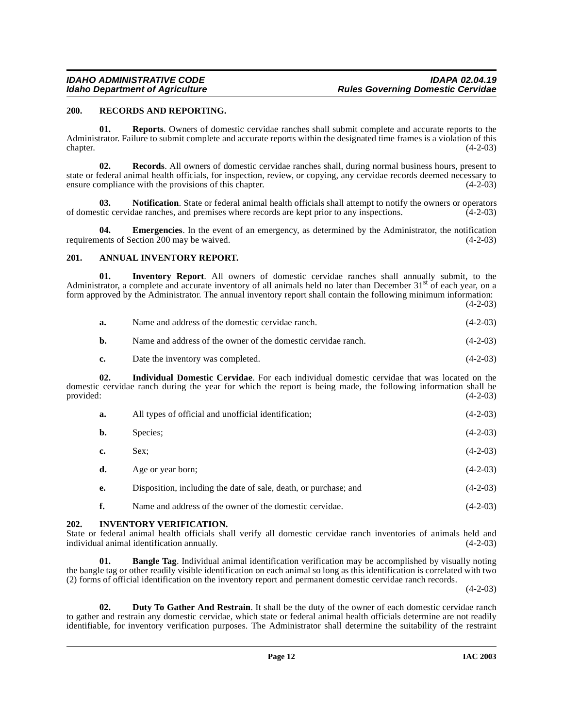## 200. RECORDS AND REPORTING.

**01. Reports**. Owners of domestic cervidae ranches shall submit complete and accurate reports to the Administrator. Failure to submit complete and accurate reports within the designated time frames is a violation of this chapter. (4-2-03)

**02. Records**. All owners of domestic cervidae ranches shall, during normal business hours, present to state or federal animal health officials, for inspection, review, or copying, any cervidae records deemed necessary to ensure compliance with the provisions of this chapter. (4-2-03)

**03. Notification**. State or federal animal health officials shall attempt to notify the owners or operators of domestic cervidae ranches, and premises where records are kept prior to any inspections. (4-2-03)

**04. Emergencies**. In the event of an emergency, as determined by the Administrator, the notification requirements of Section 200 may be waived. (4-2-03)

## 201. ANNUAL INVENTORY REPORT.

**01. Inventory Report**. All owners of domestic cervidae ranches shall annually submit, to the Administrator, a complete and accurate inventory of all animals held no later than December 31st of each year, on a form approved by the Administrator. The annual inventory report shall contain the following minimum information: (4-2-03)

**a.** Name and address of the domestic cervidae ranch. (4-2-03)

**b.** Name and address of the owner of the domestic cervidae ranch. (4-2-03)

**c.** Date the inventory was completed. (4-2-03)

**02. Individual Domestic Cervidae**. For each individual domestic cervidae that was located on the domestic cervidae ranch during the year for which the report is being made, the following information shall be provided: (4-2-03)

**a.** All types of official and unofficial identification; (4-2-03)

**b.** Species; (4-2-03)

**c.** Sex; (4-2-03)

**d.** Age or year born; (4-2-03)

**e.** Disposition, including the date of sale, death, or purchase; and (4-2-03)

**f.** Name and address of the owner of the domestic cervidae. (4-2-03)

## 202. INVENTORY VERIFICATION.

State or federal animal health officials shall verify all domestic cervidae ranch inventories of animals held and individual animal identification annually. (4-2-03)

**01. Bangle Tag**. Individual animal identification verification may be accomplished by visually noting the bangle tag or other readily visible identification on each animal so long as this identification is correlated with two (2) forms of official identification on the inventory report and permanent domestic cervidae ranch records. (4-2-03)

**02. Duty To Gather And Restrain**. It shall be the duty of the owner of each domestic cervidae ranch to gather and restrain any domestic cervidae, which state or federal animal health officials determine are not readily identifiable, for inventory verification purposes. The Administrator shall determine the suitability of the restraint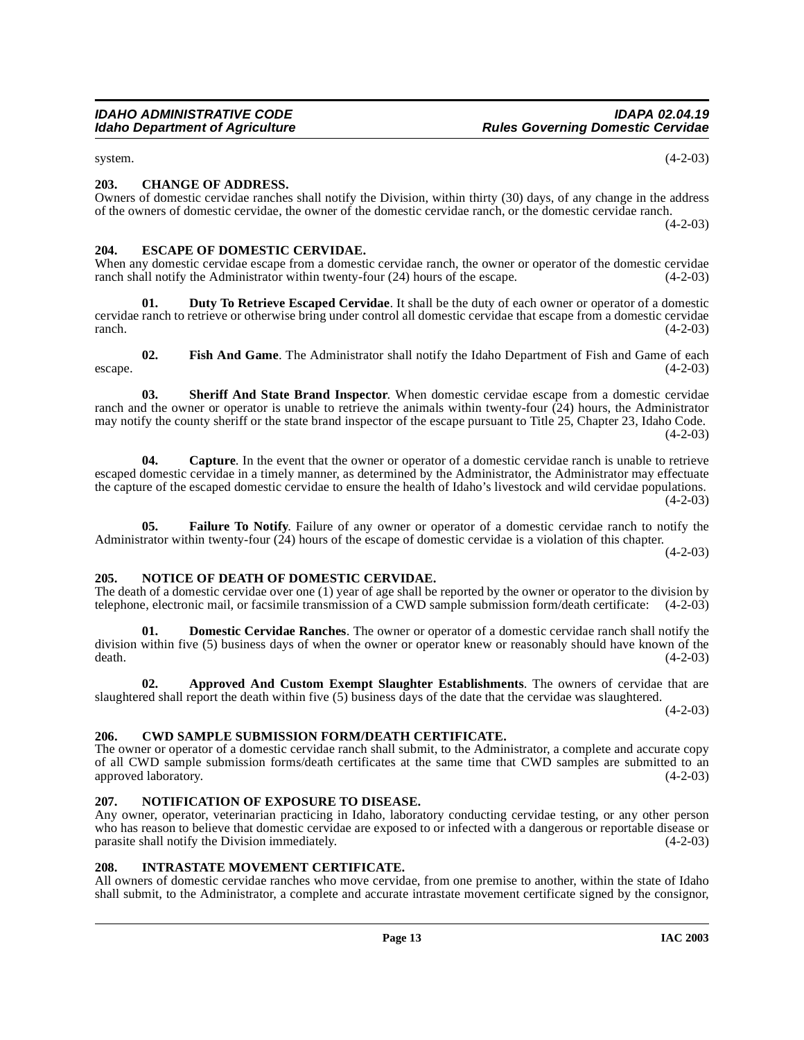system. (4-2-03)

**203. CHANGE OF ADDRESS.**

Owners of domestic cervidae ranches shall notify the Division, within thirty (30) days, of any change in the address of the owners of domestic cervidae, the owner of the domestic cervidae ranch, or the domestic cervidae ranch. (4-2-03)

**204. ESCAPE OF DOMESTIC CERVIDAE.**

When any domestic cervidae escape from a domestic cervidae ranch, the owner or operator of the domestic cervidae ranch shall notify the Administrator within twenty-four (24) hours of the escape. (4-2-03)

**01. Duty To Retrieve Escaped Cervidae**. It shall be the duty of each owner or operator of a domestic cervidae ranch to retrieve or otherwise bring under control all domestic cervidae that escape from a domestic cervidae ranch. (4-2-03)

**02. Fish And Game**. The Administrator shall notify the Idaho Department of Fish and Game of each escape. (4-2-03)

**03. Sheriff And State Brand Inspector**. When domestic cervidae escape from a domestic cervidae ranch and the owner or operator is unable to retrieve the animals within twenty-four (24) hours, the Administrator may notify the county sheriff or the state brand inspector of the escape pursuant to Title 25, Chapter 23, Idaho Code. (4-2-03)

**04. Capture**. In the event that the owner or operator of a domestic cervidae ranch is unable to retrieve escaped domestic cervidae in a timely manner, as determined by the Administrator, the Administrator may effectuate the capture of the escaped domestic cervidae to ensure the health of Idaho's livestock and wild cervidae populations. (4-2-03)

**05. Failure To Notify**. Failure of any owner or operator of a domestic cervidae ranch to notify the Administrator within twenty-four (24) hours of the escape of domestic cervidae is a violation of this chapter. (4-2-03)

**205. NOTICE OF DEATH OF DOMESTIC CERVIDAE.**

The death of a domestic cervidae over one (1) year of age shall be reported by the owner or operator to the division by telephone, electronic mail, or facsimile transmission of a CWD sample submission form/death certificate: (4-2-03)

**01. Domestic Cervidae Ranches**. The owner or operator of a domestic cervidae ranch shall notify the division within five (5) business days of when the owner or operator knew or reasonably should have known of the death. (4-2-03)

**02. Approved And Custom Exempt Slaughter Establishments**. The owners of cervidae that are slaughtered shall report the death within five (5) business days of the date that the cervidae was slaughtered. (4-2-03)

**206. CWD SAMPLE SUBMISSION FORM/DEATH CERTIFICATE.**

The owner or operator of a domestic cervidae ranch shall submit, to the Administrator, a complete and accurate copy of all CWD sample submission forms/death certificates at the same time that CWD samples are submitted to an approved laboratory. (4-2-03)

**207. NOTIFICATION OF EXPOSURE TO DISEASE.**

Any owner, operator, veterinarian practicing in Idaho, laboratory conducting cervidae testing, or any other person who has reason to believe that domestic cervidae are exposed to or infected with a dangerous or reportable disease or parasite shall notify the Division immediately. (4-2-03)

**208. INTRASTATE MOVEMENT CERTIFICATE.**

All owners of domestic cervidae ranches who move cervidae, from one premise to another, within the state of Idaho shall submit, to the Administrator, a complete and accurate intrastate movement certificate signed by the consignor,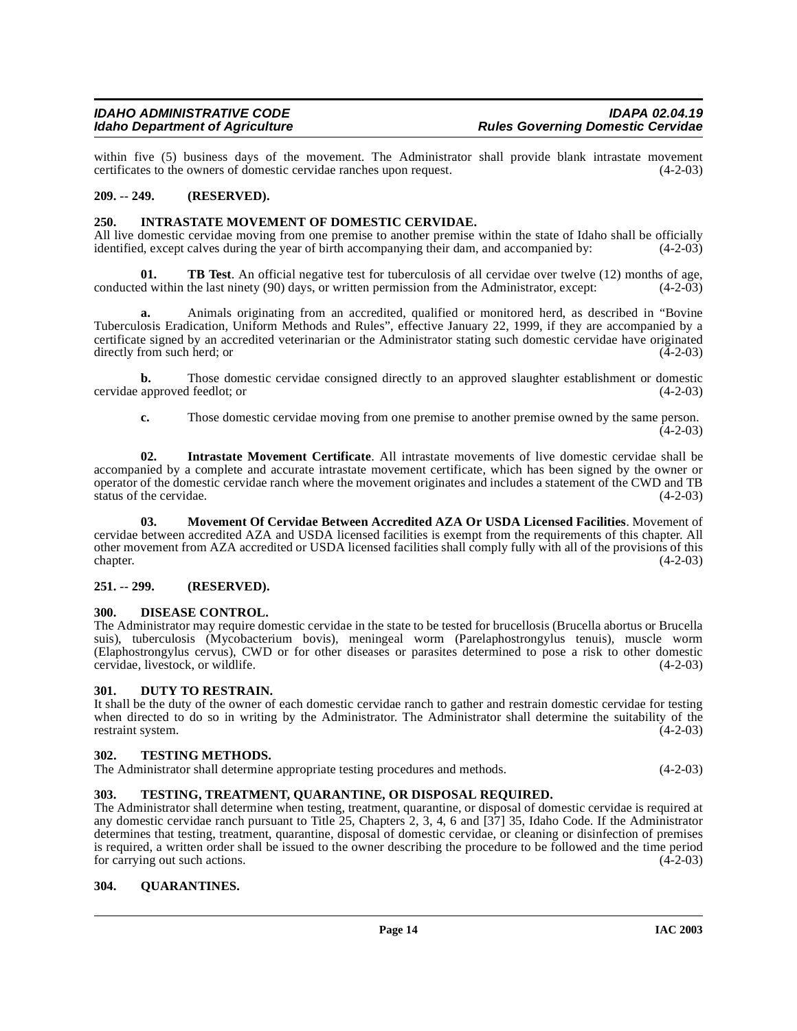within five (5) business days of the movement. The Administrator shall provide blank intrastate movement certificates to the owners of domestic cervidae ranches upon request. (4-2-03)

### 209. -- 249. (RESERVED).

### 250. INTRASTATE MOVEMENT OF DOMESTIC CERVIDAE.

All live domestic cervidae moving from one premise to another premise within the state of Idaho shall be officially identified, except calves during the year of birth accompanying their dam, and accompanied by: (4-2-03)

**01. TB Test**. An official negative test for tuberculosis of all cervidae over twelve (12) months of age, conducted within the last ninety (90) days, or written permission from the Administrator, except: (4-2-03)

**a.** Animals originating from an accredited, qualified or monitored herd, as described in "Bovine Tuberculosis Eradication, Uniform Methods and Rules", effective January 22, 1999, if they are accompanied by a certificate signed by an accredited veterinarian or the Administrator stating such domestic cervidae have originated directly from such herd; or (4-2-03)

**b.** Those domestic cervidae consigned directly to an approved slaughter establishment or domestic cervidae approved feedlot; or (4-2-03)

**c.** Those domestic cervidae moving from one premise to another premise owned by the same person. (4-2-03)

**02. Intrastate Movement Certificate**. All intrastate movements of live domestic cervidae shall be accompanied by a complete and accurate intrastate movement certificate, which has been signed by the owner or operator of the domestic cervidae ranch where the movement originates and includes a statement of the CWD and TB status of the cervidae. (4-2-03)

**03. Movement Of Cervidae Between Accredited AZA Or USDA Licensed Facilities**. Movement of cervidae between accredited AZA and USDA licensed facilities is exempt from the requirements of this chapter. All other movement from AZA accredited or USDA licensed facilities shall comply fully with all of the provisions of this chapter. (4-2-03)

### 251. -- 299. (RESERVED).

### 300. DISEASE CONTROL.

The Administrator may require domestic cervidae in the state to be tested for brucellosis (Brucella abortus or Brucella suis), tuberculosis (Mycobacterium bovis), meningeal worm (Parelaphostrongylus tenuis), muscle worm (Elaphostrongylus cervus), CWD or for other diseases or parasites determined to pose a risk to other domestic cervidae, livestock, or wildlife. (4-2-03)

### 301. DUTY TO RESTRAIN.

It shall be the duty of the owner of each domestic cervidae ranch to gather and restrain domestic cervidae for testing when directed to do so in writing by the Administrator. The Administrator shall determine the suitability of the restraint system. (4-2-03)

### 302. TESTING METHODS.

The Administrator shall determine appropriate testing procedures and methods. (4-2-03)

### 303. TESTING, TREATMENT, QUARANTINE, OR DISPOSAL REQUIRED.

The Administrator shall determine when testing, treatment, quarantine, or disposal of domestic cervidae is required at any domestic cervidae ranch pursuant to Title 25, Chapters 2, 3, 4, 6 and [37] 35, Idaho Code. If the Administrator determines that testing, treatment, quarantine, disposal of domestic cervidae, or cleaning or disinfection of premises is required, a written order shall be issued to the owner describing the procedure to be followed and the time period for carrying out such actions. (4-2-03)

### 304. QUARANTINES.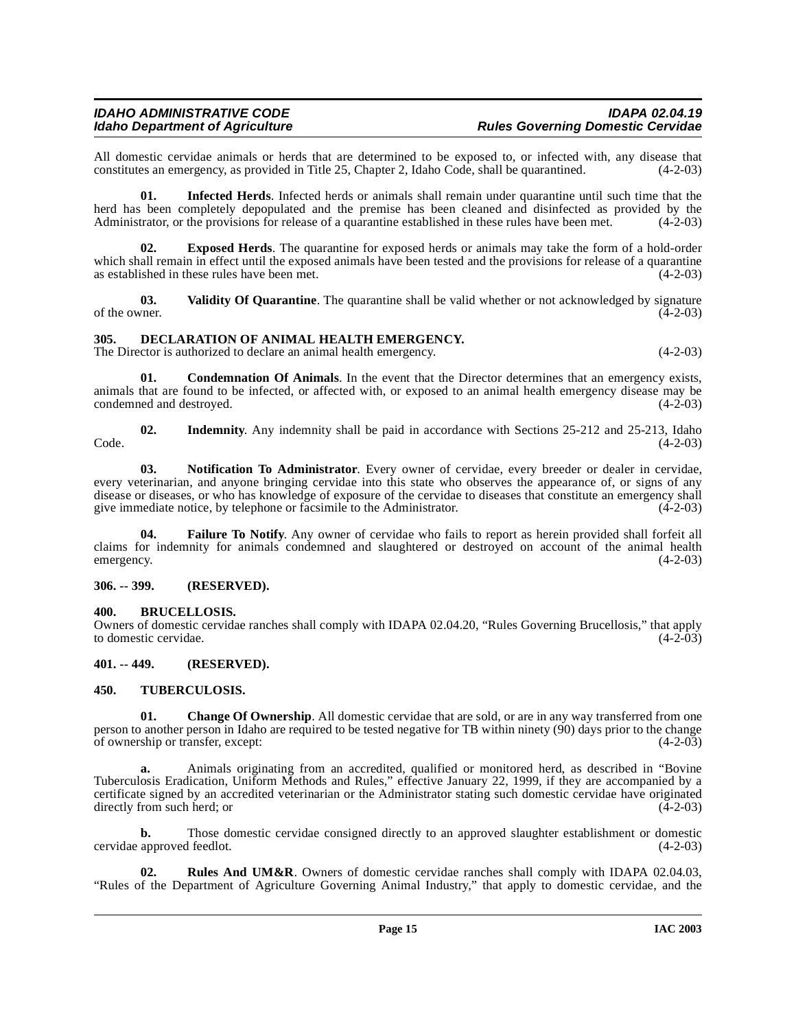All domestic cervidae animals or herds that are determined to be exposed to, or infected with, any disease that constitutes an emergency, as provided in Title 25, Chapter 2, Idaho Code, shall be quarantined. (4-2-03)

**01. Infected Herds**. Infected herds or animals shall remain under quarantine until such time that the herd has been completely depopulated and the premise has been cleaned and disinfected as provided by the Administrator, or the provisions for release of a quarantine established in these rules have been met. (4-2-03)

**02. Exposed Herds**. The quarantine for exposed herds or animals may take the form of a hold-order which shall remain in effect until the exposed animals have been tested and the provisions for release of a quarantine as established in these rules have been met. (4-2-03)

**03. Validity Of Quarantine**. The quarantine shall be valid whether or not acknowledged by signature of the owner. (4-2-03)

### 305. DECLARATION OF ANIMAL HEALTH EMERGENCY.

The Director is authorized to declare an animal health emergency. (4-2-03)

**01. Condemnation Of Animals**. In the event that the Director determines that an emergency exists, animals that are found to be infected, or affected with, or exposed to an animal health emergency disease may be condemned and destroyed. (4-2-03)

**02. Indemnity**. Any indemnity shall be paid in accordance with Sections 25-212 and 25-213, Idaho Code. (4-2-03)

**03. Notification To Administrator**. Every owner of cervidae, every breeder or dealer in cervidae, every veterinarian, and anyone bringing cervidae into this state who observes the appearance of, or signs of any disease or diseases, or who has knowledge of exposure of the cervidae to diseases that constitute an emergency shall give immediate notice, by telephone or facsimile to the Administrator. (4-2-03)

**04. Failure To Notify**. Any owner of cervidae who fails to report as herein provided shall forfeit all claims for indemnity for animals condemned and slaughtered or destroyed on account of the animal health emergency. (4-2-03)

### 306. -- 399. (RESERVED).

### 400. BRUCELLOSIS.

Owners of domestic cervidae ranches shall comply with IDAPA 02.04.20, "Rules Governing Brucellosis," that apply to domestic cervidae. (4-2-03)

### 401. -- 449. (RESERVED).

### 450. TUBERCULOSIS.

**01. Change Of Ownership**. All domestic cervidae that are sold, or are in any way transferred from one person to another person in Idaho are required to be tested negative for TB within ninety (90) days prior to the change of ownership or transfer, except: (4-2-03)

**a.** Animals originating from an accredited, qualified or monitored herd, as described in "Bovine Tuberculosis Eradication, Uniform Methods and Rules," effective January 22, 1999, if they are accompanied by a certificate signed by an accredited veterinarian or the Administrator stating such domestic cervidae have originated directly from such herd; or (4-2-03)

**b.** Those domestic cervidae consigned directly to an approved slaughter establishment or domestic cervidae approved feedlot. (4-2-03)

**02. Rules And UM&R**. Owners of domestic cervidae ranches shall comply with IDAPA 02.04.03, "Rules of the Department of Agriculture Governing Animal Industry," that apply to domestic cervidae, and the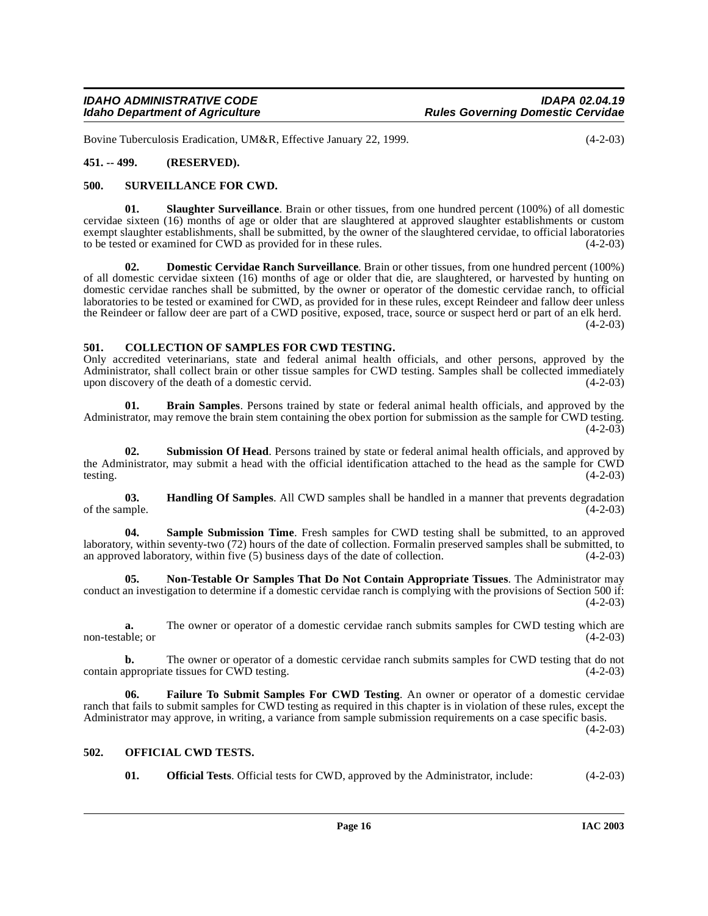Bovine Tuberculosis Eradication, UM&R, Effective January 22, 1999. (4-2-03)

**451. -- 499. (RESERVED).**

**500. SURVEILLANCE FOR CWD.**

**01. Slaughter Surveillance**. Brain or other tissues, from one hundred percent (100%) of all domestic cervidae sixteen (16) months of age or older that are slaughtered at approved slaughter establishments or custom exempt slaughter establishments, shall be submitted, by the owner of the slaughtered cervidae, to official laboratories to be tested or examined for CWD as provided for in these rules. (4-2-03)

**02. Domestic Cervidae Ranch Surveillance**. Brain or other tissues, from one hundred percent (100%) of all domestic cervidae sixteen (16) months of age or older that die, are slaughtered, or harvested by hunting on domestic cervidae ranches shall be submitted, by the owner or operator of the domestic cervidae ranch, to official laboratories to be tested or examined for CWD, as provided for in these rules, except Reindeer and fallow deer unless the Reindeer or fallow deer are part of a CWD positive, exposed, trace, source or suspect herd or part of an elk herd. (4-2-03)

**501. COLLECTION OF SAMPLES FOR CWD TESTING.**

Only accredited veterinarians, state and federal animal health officials, and other persons, approved by the Administrator, shall collect brain or other tissue samples for CWD testing. Samples shall be collected immediately upon discovery of the death of a domestic cervid. (4-2-03)

**01. Brain Samples**. Persons trained by state or federal animal health officials, and approved by the Administrator, may remove the brain stem containing the obex portion for submission as the sample for CWD testing. (4-2-03)

**02. Submission Of Head**. Persons trained by state or federal animal health officials, and approved by the Administrator, may submit a head with the official identification attached to the head as the sample for CWD testing. (4-2-03)

**03. Handling Of Samples**. All CWD samples shall be handled in a manner that prevents degradation of the sample. (4-2-03)

**04. Sample Submission Time**. Fresh samples for CWD testing shall be submitted, to an approved laboratory, within seventy-two (72) hours of the date of collection. Formalin preserved samples shall be submitted, to an approved laboratory, within five (5) business days of the date of collection. (4-2-03)

**05. Non-Testable Or Samples That Do Not Contain Appropriate Tissues**. The Administrator may conduct an investigation to determine if a domestic cervidae ranch is complying with the provisions of Section 500 if: (4-2-03)

**a.** The owner or operator of a domestic cervidae ranch submits samples for CWD testing which are non-testable; or (4-2-03)

**b.** The owner or operator of a domestic cervidae ranch submits samples for CWD testing that do not contain appropriate tissues for CWD testing. (4-2-03)

**06. Failure To Submit Samples For CWD Testing**. An owner or operator of a domestic cervidae ranch that fails to submit samples for CWD testing as required in this chapter is in violation of these rules, except the Administrator may approve, in writing, a variance from sample submission requirements on a case specific basis. (4-2-03)

**502. OFFICIAL CWD TESTS.**

**01. Official Tests**. Official tests for CWD, approved by the Administrator, include: (4-2-03)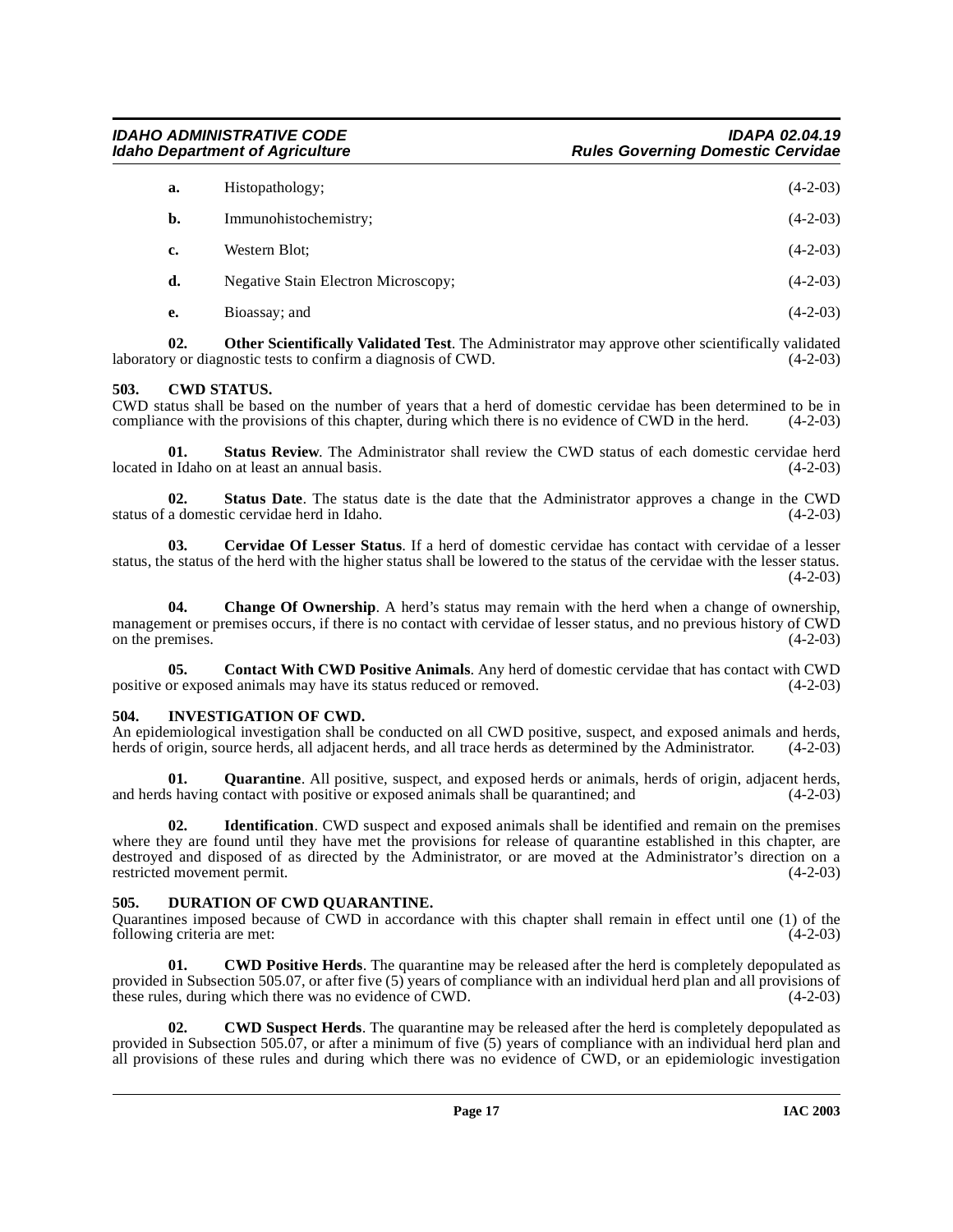**a.** Histopathology; (4-2-03)

**b.** Immunohistochemistry; (4-2-03)

**c.** Western Blot; (4-2-03)

**d.** Negative Stain Electron Microscopy; (4-2-03)

**e.** Bioassay; and (4-2-03)

**02. Other Scientifically Validated Test**. The Administrator may approve other scientifically validated laboratory or diagnostic tests to confirm a diagnosis of CWD. (4-2-03)

### 503. CWD STATUS.

CWD status shall be based on the number of years that a herd of domestic cervidae has been determined to be in compliance with the provisions of this chapter, during which there is no evidence of CWD in the herd. (4-2-03)

**01. Status Review**. The Administrator shall review the CWD status of each domestic cervidae herd located in Idaho on at least an annual basis. (4-2-03)

**02. Status Date**. The status date is the date that the Administrator approves a change in the CWD status of a domestic cervidae herd in Idaho. (4-2-03)

**03. Cervidae Of Lesser Status**. If a herd of domestic cervidae has contact with cervidae of a lesser status, the status of the herd with the higher status shall be lowered to the status of the cervidae with the lesser status. (4-2-03)

**04. Change Of Ownership**. A herd's status may remain with the herd when a change of ownership, management or premises occurs, if there is no contact with cervidae of lesser status, and no previous history of CWD on the premises. (4-2-03)

**05. Contact With CWD Positive Animals**. Any herd of domestic cervidae that has contact with CWD positive or exposed animals may have its status reduced or removed. (4-2-03)

### 504. INVESTIGATION OF CWD.

An epidemiological investigation shall be conducted on all CWD positive, suspect, and exposed animals and herds, herds of origin, source herds, all adjacent herds, and all trace herds as determined by the Administrator. (4-2-03)

**01. Quarantine**. All positive, suspect, and exposed herds or animals, herds of origin, adjacent herds, and herds having contact with positive or exposed animals shall be quarantined; and (4-2-03)

**02. Identification**. CWD suspect and exposed animals shall be identified and remain on the premises where they are found until they have met the provisions for release of quarantine established in this chapter, are destroyed and disposed of as directed by the Administrator, or are moved at the Administrator's direction on a restricted movement permit. (4-2-03)

### 505. DURATION OF CWD QUARANTINE.

Quarantines imposed because of CWD in accordance with this chapter shall remain in effect until one (1) of the following criteria are met: (4-2-03)

**01. CWD Positive Herds**. The quarantine may be released after the herd is completely depopulated as provided in Subsection 505.07, or after five (5) years of compliance with an individual herd plan and all provisions of these rules, during which there was no evidence of CWD. (4-2-03)

**02. CWD Suspect Herds**. The quarantine may be released after the herd is completely depopulated as provided in Subsection 505.07, or after a minimum of five (5) years of compliance with an individual herd plan and all provisions of these rules and during which there was no evidence of CWD, or an epidemiologic investigation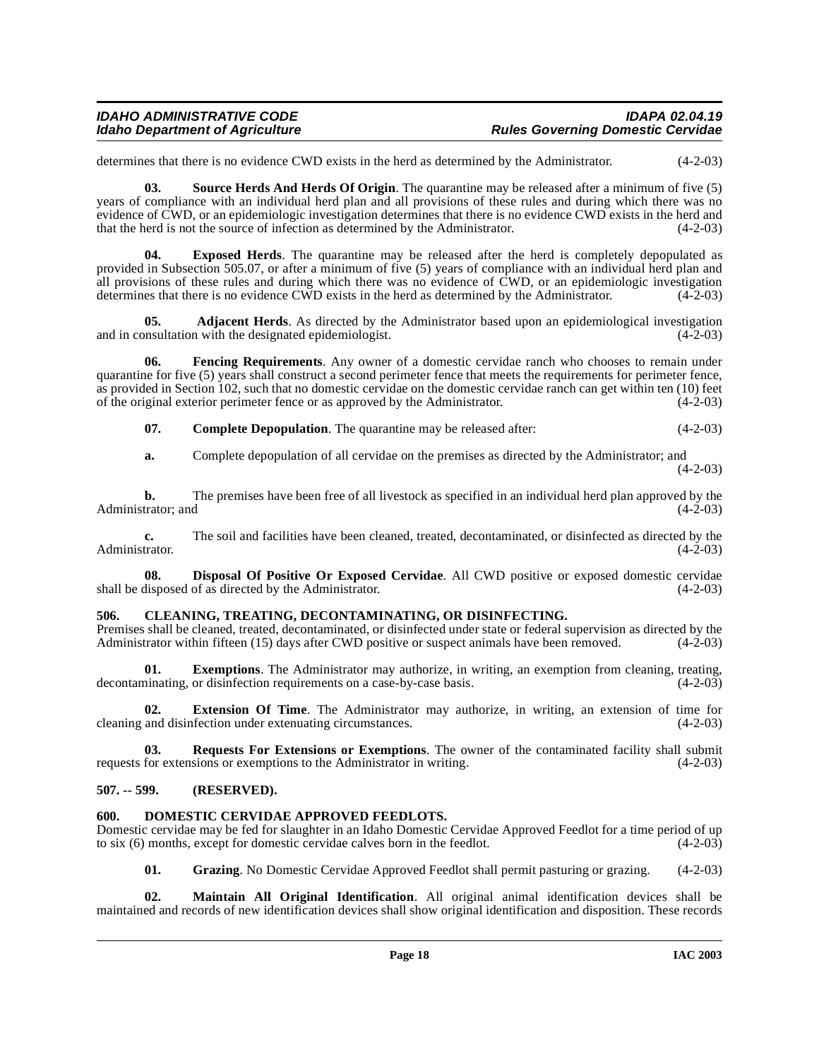determines that there is no evidence CWD exists in the herd as determined by the Administrator. (4-2-03)

**03. Source Herds And Herds Of Origin**. The quarantine may be released after a minimum of five (5) years of compliance with an individual herd plan and all provisions of these rules and during which there was no evidence of CWD, or an epidemiologic investigation determines that there is no evidence CWD exists in the herd and that the herd is not the source of infection as determined by the Administrator. (4-2-03)

**04. Exposed Herds**. The quarantine may be released after the herd is completely depopulated as provided in Subsection 505.07, or after a minimum of five (5) years of compliance with an individual herd plan and all provisions of these rules and during which there was no evidence of CWD, or an epidemiologic investigation determines that there is no evidence CWD exists in the herd as determined by the Administrator. (4-2-03)

**05. Adjacent Herds**. As directed by the Administrator based upon an epidemiological investigation and in consultation with the designated epidemiologist. (4-2-03)

**06. Fencing Requirements**. Any owner of a domestic cervidae ranch who chooses to remain under quarantine for five (5) years shall construct a second perimeter fence that meets the requirements for perimeter fence, as provided in Section 102, such that no domestic cervidae on the domestic cervidae ranch can get within ten (10) feet of the original exterior perimeter fence or as approved by the Administrator. (4-2-03)

**07. Complete Depopulation**. The quarantine may be released after: (4-2-03)

**a.** Complete depopulation of all cervidae on the premises as directed by the Administrator; and (4-2-03)

**b.** The premises have been free of all livestock as specified in an individual herd plan approved by the Administrator; and (4-2-03)

**c.** The soil and facilities have been cleaned, treated, decontaminated, or disinfected as directed by the Administrator. (4-2-03)

**08. Disposal Of Positive Or Exposed Cervidae**. All CWD positive or exposed domestic cervidae shall be disposed of as directed by the Administrator. (4-2-03)

## 506. CLEANING, TREATING, DECONTAMINATING, OR DISINFECTING.

Premises shall be cleaned, treated, decontaminated, or disinfected under state or federal supervision as directed by the Administrator within fifteen (15) days after CWD positive or suspect animals have been removed. (4-2-03)

**01. Exemptions**. The Administrator may authorize, in writing, an exemption from cleaning, treating, decontaminating, or disinfection requirements on a case-by-case basis. (4-2-03)

**02. Extension Of Time**. The Administrator may authorize, in writing, an extension of time for cleaning and disinfection under extenuating circumstances. (4-2-03)

**03. Requests For Extensions or Exemptions**. The owner of the contaminated facility shall submit requests for extensions or exemptions to the Administrator in writing. (4-2-03)

## 507. -- 599. (RESERVED).

## 600. DOMESTIC CERVIDAE APPROVED FEEDLOTS.

Domestic cervidae may be fed for slaughter in an Idaho Domestic Cervidae Approved Feedlot for a time period of up to six (6) months, except for domestic cervidae calves born in the feedlot. (4-2-03)

**01. Grazing**. No Domestic Cervidae Approved Feedlot shall permit pasturing or grazing. (4-2-03)

**02. Maintain All Original Identification**. All original animal identification devices shall be maintained and records of new identification devices shall show original identification and disposition. These records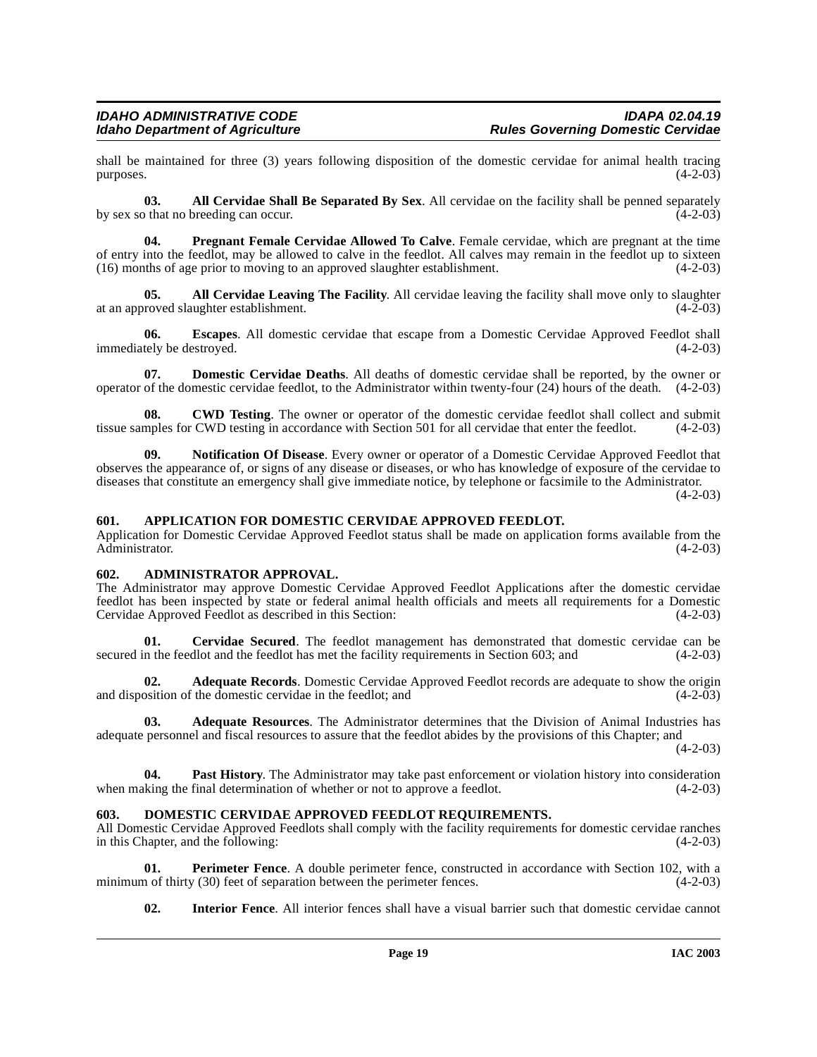shall be maintained for three (3) years following disposition of the domestic cervidae for animal health tracing purposes. (4-2-03)

**03. All Cervidae Shall Be Separated By Sex**. All cervidae on the facility shall be penned separately by sex so that no breeding can occur. (4-2-03)

**04. Pregnant Female Cervidae Allowed To Calve**. Female cervidae, which are pregnant at the time of entry into the feedlot, may be allowed to calve in the feedlot. All calves may remain in the feedlot up to sixteen (16) months of age prior to moving to an approved slaughter establishment. (4-2-03)

**05. All Cervidae Leaving The Facility**. All cervidae leaving the facility shall move only to slaughter at an approved slaughter establishment. (4-2-03)

**06. Escapes**. All domestic cervidae that escape from a Domestic Cervidae Approved Feedlot shall immediately be destroyed. (4-2-03)

**07. Domestic Cervidae Deaths**. All deaths of domestic cervidae shall be reported, by the owner or operator of the domestic cervidae feedlot, to the Administrator within twenty-four (24) hours of the death. (4-2-03)

**08. CWD Testing**. The owner or operator of the domestic cervidae feedlot shall collect and submit tissue samples for CWD testing in accordance with Section 501 for all cervidae that enter the feedlot. (4-2-03)

**09. Notification Of Disease**. Every owner or operator of a Domestic Cervidae Approved Feedlot that observes the appearance of, or signs of any disease or diseases, or who has knowledge of exposure of the cervidae to diseases that constitute an emergency shall give immediate notice, by telephone or facsimile to the Administrator. (4-2-03)

## 601. APPLICATION FOR DOMESTIC CERVIDAE APPROVED FEEDLOT.

Application for Domestic Cervidae Approved Feedlot status shall be made on application forms available from the Administrator. (4-2-03)

## 602. ADMINISTRATOR APPROVAL.

The Administrator may approve Domestic Cervidae Approved Feedlot Applications after the domestic cervidae feedlot has been inspected by state or federal animal health officials and meets all requirements for a Domestic Cervidae Approved Feedlot as described in this Section: (4-2-03)

**01. Cervidae Secured**. The feedlot management has demonstrated that domestic cervidae can be secured in the feedlot and the feedlot has met the facility requirements in Section 603; and (4-2-03)

**02. Adequate Records**. Domestic Cervidae Approved Feedlot records are adequate to show the origin and disposition of the domestic cervidae in the feedlot; and (4-2-03)

**03. Adequate Resources**. The Administrator determines that the Division of Animal Industries has adequate personnel and fiscal resources to assure that the feedlot abides by the provisions of this Chapter; and (4-2-03)

**04. Past History**. The Administrator may take past enforcement or violation history into consideration when making the final determination of whether or not to approve a feedlot. (4-2-03)

## 603. DOMESTIC CERVIDAE APPROVED FEEDLOT REQUIREMENTS.

All Domestic Cervidae Approved Feedlots shall comply with the facility requirements for domestic cervidae ranches in this Chapter, and the following: (4-2-03)

**01. Perimeter Fence**. A double perimeter fence, constructed in accordance with Section 102, with a minimum of thirty (30) feet of separation between the perimeter fences. (4-2-03)

**02. Interior Fence**. All interior fences shall have a visual barrier such that domestic cervidae cannot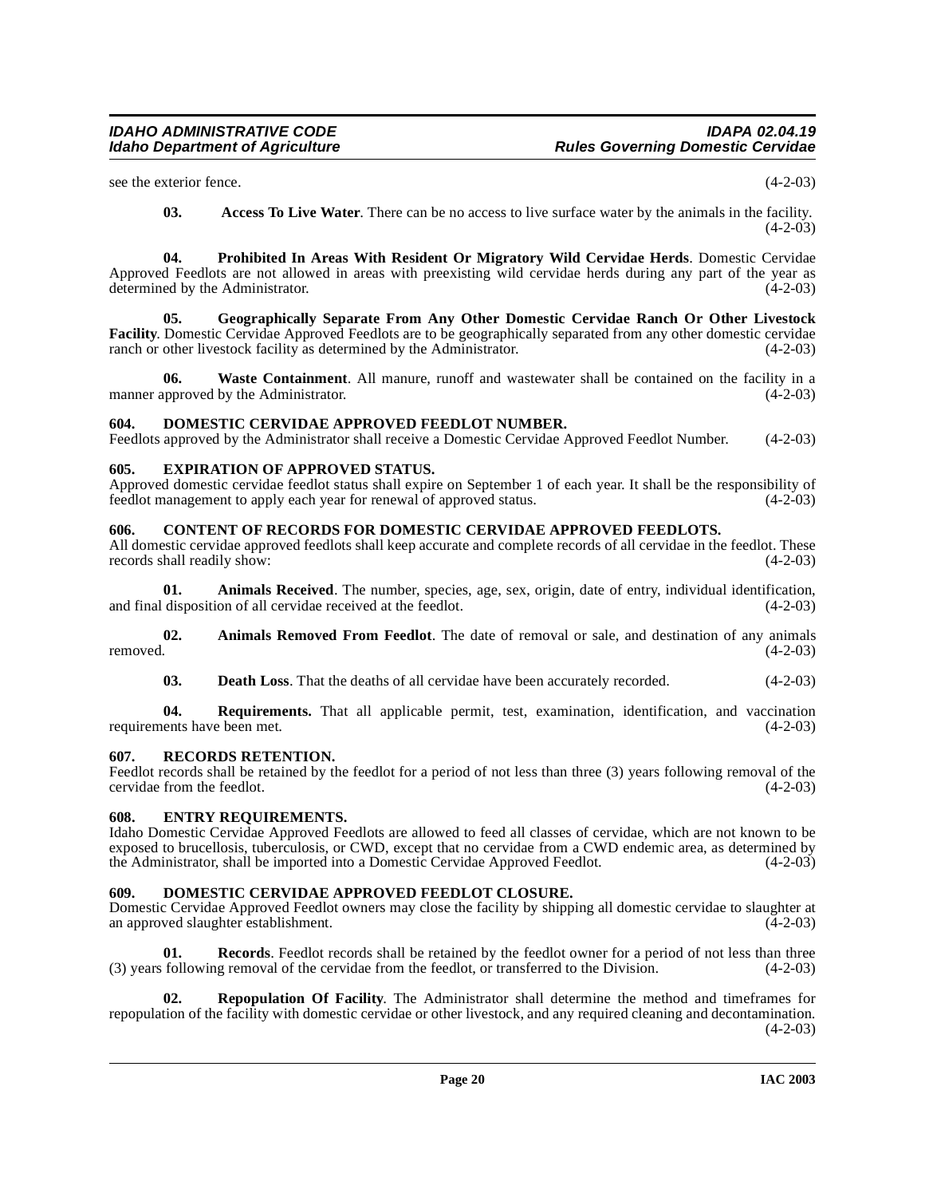see the exterior fence. (4-2-03)

**03. Access To Live Water**. There can be no access to live surface water by the animals in the facility. (4-2-03)

**04. Prohibited In Areas With Resident Or Migratory Wild Cervidae Herds**. Domestic Cervidae Approved Feedlots are not allowed in areas with preexisting wild cervidae herds during any part of the year as determined by the Administrator. (4-2-03)

**05. Geographically Separate From Any Other Domestic Cervidae Ranch Or Other Livestock Facility**. Domestic Cervidae Approved Feedlots are to be geographically separated from any other domestic cervidae ranch or other livestock facility as determined by the Administrator. (4-2-03)

**06. Waste Containment**. All manure, runoff and wastewater shall be contained on the facility in a manner approved by the Administrator. (4-2-03)

## 604. DOMESTIC CERVIDAE APPROVED FEEDLOT NUMBER.

Feedlots approved by the Administrator shall receive a Domestic Cervidae Approved Feedlot Number. (4-2-03)

## 605. EXPIRATION OF APPROVED STATUS.

Approved domestic cervidae feedlot status shall expire on September 1 of each year. It shall be the responsibility of feedlot management to apply each year for renewal of approved status. (4-2-03)

## 606. CONTENT OF RECORDS FOR DOMESTIC CERVIDAE APPROVED FEEDLOTS.

All domestic cervidae approved feedlots shall keep accurate and complete records of all cervidae in the feedlot. These records shall readily show: (4-2-03)

**01. Animals Received**. The number, species, age, sex, origin, date of entry, individual identification, and final disposition of all cervidae received at the feedlot. (4-2-03)

**02. Animals Removed From Feedlot**. The date of removal or sale, and destination of any animals removed. (4-2-03)

**03. Death Loss**. That the deaths of all cervidae have been accurately recorded. (4-2-03)

**04. Requirements.** That all applicable permit, test, examination, identification, and vaccination requirements have been met. (4-2-03)

## 607. RECORDS RETENTION.

Feedlot records shall be retained by the feedlot for a period of not less than three (3) years following removal of the cervidae from the feedlot. (4-2-03)

## 608. ENTRY REQUIREMENTS.

Idaho Domestic Cervidae Approved Feedlots are allowed to feed all classes of cervidae, which are not known to be exposed to brucellosis, tuberculosis, or CWD, except that no cervidae from a CWD endemic area, as determined by the Administrator, shall be imported into a Domestic Cervidae Approved Feedlot. (4-2-03)

## 609. DOMESTIC CERVIDAE APPROVED FEEDLOT CLOSURE.

Domestic Cervidae Approved Feedlot owners may close the facility by shipping all domestic cervidae to slaughter at an approved slaughter establishment. (4-2-03)

**01. Records**. Feedlot records shall be retained by the feedlot owner for a period of not less than three (3) years following removal of the cervidae from the feedlot, or transferred to the Division. (4-2-03)

**02. Repopulation Of Facility**. The Administrator shall determine the method and timeframes for repopulation of the facility with domestic cervidae or other livestock, and any required cleaning and decontamination. (4-2-03)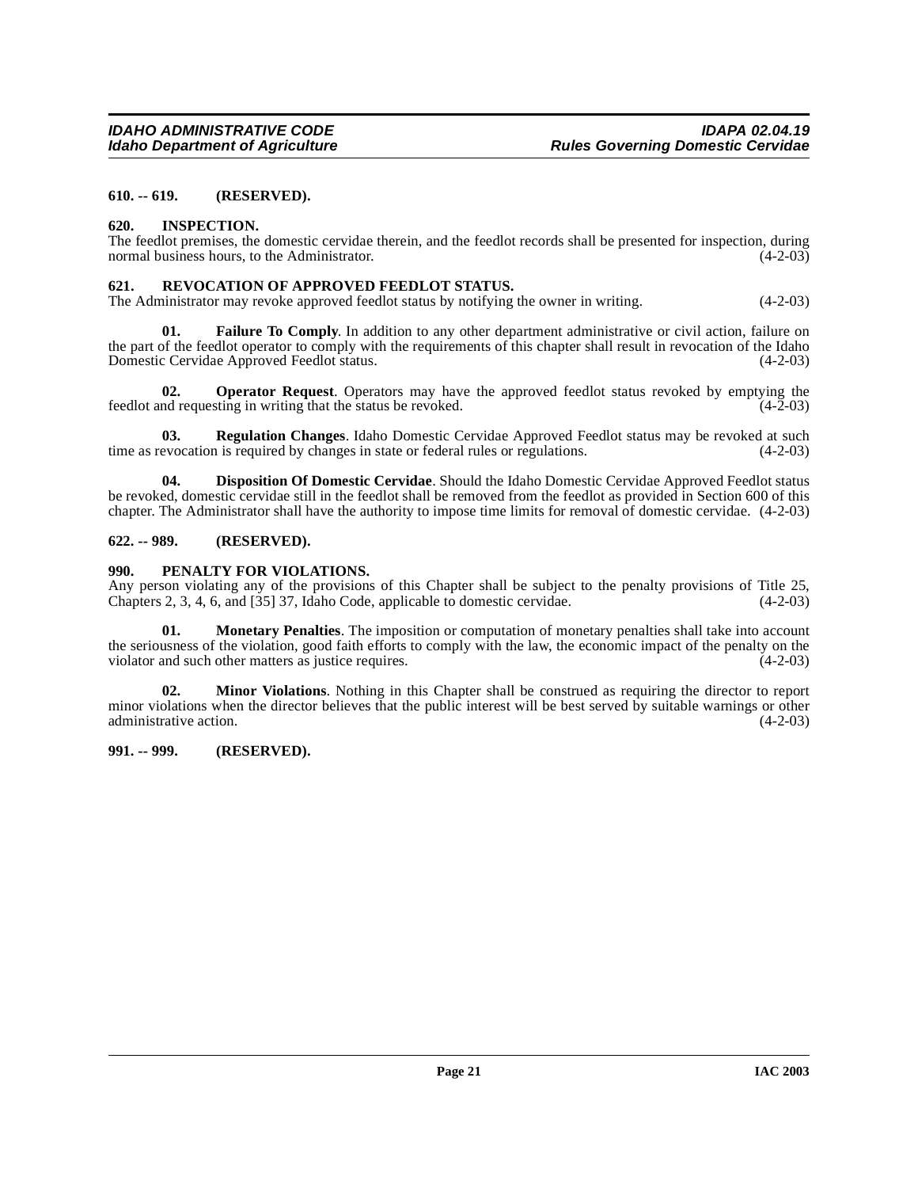**610. -- 619. (RESERVED).**

**620. INSPECTION.**

The feedlot premises, the domestic cervidae therein, and the feedlot records shall be presented for inspection, during normal business hours, to the Administrator. (4-2-03)

**621. REVOCATION OF APPROVED FEEDLOT STATUS.**

The Administrator may revoke approved feedlot status by notifying the owner in writing. (4-2-03)

**01. Failure To Comply**. In addition to any other department administrative or civil action, failure on the part of the feedlot operator to comply with the requirements of this chapter shall result in revocation of the Idaho Domestic Cervidae Approved Feedlot status. (4-2-03)

**02. Operator Request**. Operators may have the approved feedlot status revoked by emptying the feedlot and requesting in writing that the status be revoked. (4-2-03)

**03. Regulation Changes**. Idaho Domestic Cervidae Approved Feedlot status may be revoked at such time as revocation is required by changes in state or federal rules or regulations. (4-2-03)

**04. Disposition Of Domestic Cervidae**. Should the Idaho Domestic Cervidae Approved Feedlot status be revoked, domestic cervidae still in the feedlot shall be removed from the feedlot as provided in Section 600 of this chapter. The Administrator shall have the authority to impose time limits for removal of domestic cervidae. (4-2-03)

**622. -- 989. (RESERVED).**

**990. PENALTY FOR VIOLATIONS.**

Any person violating any of the provisions of this Chapter shall be subject to the penalty provisions of Title 25, Chapters 2, 3, 4, 6, and [35] 37, Idaho Code, applicable to domestic cervidae. (4-2-03)

**01. Monetary Penalties**. The imposition or computation of monetary penalties shall take into account the seriousness of the violation, good faith efforts to comply with the law, the economic impact of the penalty on the violator and such other matters as justice requires. (4-2-03)

**02. Minor Violations**. Nothing in this Chapter shall be construed as requiring the director to report minor violations when the director believes that the public interest will be best served by suitable warnings or other administrative action. (4-2-03)

**991. -- 999. (RESERVED).**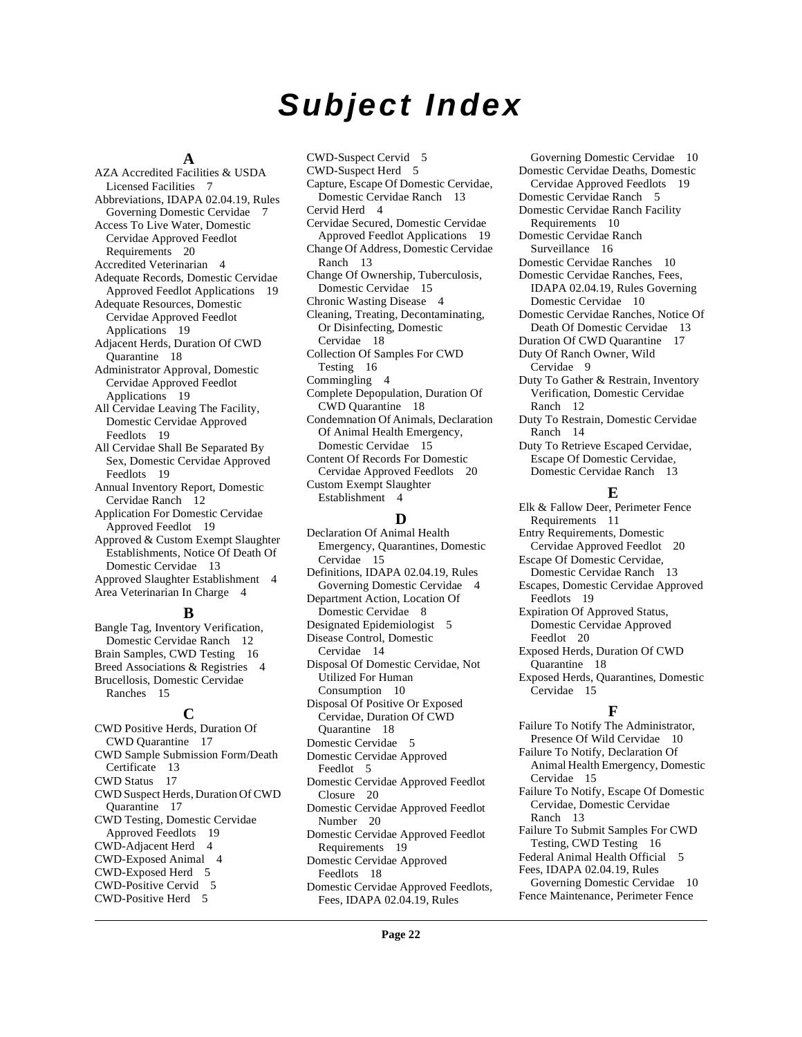# Subject Index

## A

AZA Accredited Facilities & USDA Licensed Facilities 7

Abbreviations, IDAPA 02.04.19, Rules Governing Domestic Cervidae 7

Access To Live Water, Domestic Cervidae Approved Feedlot Requirements 20

Accredited Veterinarian 4

Adequate Records, Domestic Cervidae Approved Feedlot Applications 19

Adequate Resources, Domestic Cervidae Approved Feedlot Applications 19

Adjacent Herds, Duration Of CWD Quarantine 18

Administrator Approval, Domestic Cervidae Approved Feedlot Applications 19

All Cervidae Leaving The Facility, Domestic Cervidae Approved Feedlots 19

All Cervidae Shall Be Separated By Sex, Domestic Cervidae Approved Feedlots 19

Annual Inventory Report, Domestic Cervidae Ranch 12

Application For Domestic Cervidae Approved Feedlot 19

Approved & Custom Exempt Slaughter Establishments, Notice Of Death Of Domestic Cervidae 13

Approved Slaughter Establishment 4

Area Veterinarian In Charge 4

## B

Bangle Tag, Inventory Verification, Domestic Cervidae Ranch 12

Brain Samples, CWD Testing 16

Breed Associations & Registries 4

Brucellosis, Domestic Cervidae Ranches 15

## C

CWD Positive Herds, Duration Of CWD Quarantine 17

CWD Sample Submission Form/Death Certificate 13

CWD Status 17

CWD Suspect Herds, Duration Of CWD Quarantine 17

CWD Testing, Domestic Cervidae Approved Feedlots 19

CWD-Adjacent Herd 4

CWD-Exposed Animal 4

CWD-Exposed Herd 5

CWD-Positive Cervid 5

CWD-Positive Herd 5

CWD-Suspect Cervid 5

CWD-Suspect Herd 5

Capture, Escape Of Domestic Cervidae, Domestic Cervidae Ranch 13

Cervid Herd 4

Cervidae Secured, Domestic Cervidae Approved Feedlot Applications 19

Change Of Address, Domestic Cervidae Ranch 13

Change Of Ownership, Tuberculosis, Domestic Cervidae 15

Chronic Wasting Disease 4

Cleaning, Treating, Decontaminating, Or Disinfecting, Domestic Cervidae 18

Collection Of Samples For CWD Testing 16

Commingling 4

Complete Depopulation, Duration Of CWD Quarantine 18

Condemnation Of Animals, Declaration Of Animal Health Emergency, Domestic Cervidae 15

Content Of Records For Domestic Cervidae Approved Feedlots 20

Custom Exempt Slaughter Establishment 4

## D

Declaration Of Animal Health Emergency, Quarantines, Domestic Cervidae 15

Definitions, IDAPA 02.04.19, Rules Governing Domestic Cervidae 4

Department Action, Location Of Domestic Cervidae 8

Designated Epidemiologist 5

Disease Control, Domestic Cervidae 14

Disposal Of Domestic Cervidae, Not Utilized For Human Consumption 10

Disposal Of Positive Or Exposed Cervidae, Duration Of CWD Quarantine 18

Domestic Cervidae 5

Domestic Cervidae Approved Feedlot 5

Domestic Cervidae Approved Feedlot Closure 20

Domestic Cervidae Approved Feedlot Number 20

Domestic Cervidae Approved Feedlot Requirements 19

Domestic Cervidae Approved Feedlots 18

Domestic Cervidae Approved Feedlots, Fees, IDAPA 02.04.19, Rules Governing Domestic Cervidae 10

Domestic Cervidae Deaths, Domestic Cervidae Approved Feedlots 19

Domestic Cervidae Ranch 5

Domestic Cervidae Ranch Facility Requirements 10

Domestic Cervidae Ranch Surveillance 16

Domestic Cervidae Ranches 10

Domestic Cervidae Ranches, Fees, IDAPA 02.04.19, Rules Governing Domestic Cervidae 10

Domestic Cervidae Ranches, Notice Of Death Of Domestic Cervidae 13

Duration Of CWD Quarantine 17

Duty Of Ranch Owner, Wild Cervidae 9

Duty To Gather & Restrain, Inventory Verification, Domestic Cervidae Ranch 12

Duty To Restrain, Domestic Cervidae Ranch 14

Duty To Retrieve Escaped Cervidae, Escape Of Domestic Cervidae, Domestic Cervidae Ranch 13

## E

Elk & Fallow Deer, Perimeter Fence Requirements 11

Entry Requirements, Domestic Cervidae Approved Feedlot 20

Escape Of Domestic Cervidae, Domestic Cervidae Ranch 13

Escapes, Domestic Cervidae Approved Feedlots 19

Expiration Of Approved Status, Domestic Cervidae Approved Feedlot 20

Exposed Herds, Duration Of CWD Quarantine 18

Exposed Herds, Quarantines, Domestic Cervidae 15

## F

Failure To Notify The Administrator, Presence Of Wild Cervidae 10

Failure To Notify, Declaration Of Animal Health Emergency, Domestic Cervidae 15

Failure To Notify, Escape Of Domestic Cervidae, Domestic Cervidae Ranch 13

Failure To Submit Samples For CWD Testing, CWD Testing 16

Federal Animal Health Official 5

Fees, IDAPA 02.04.19, Rules Governing Domestic Cervidae 10

Fence Maintenance, Perimeter Fence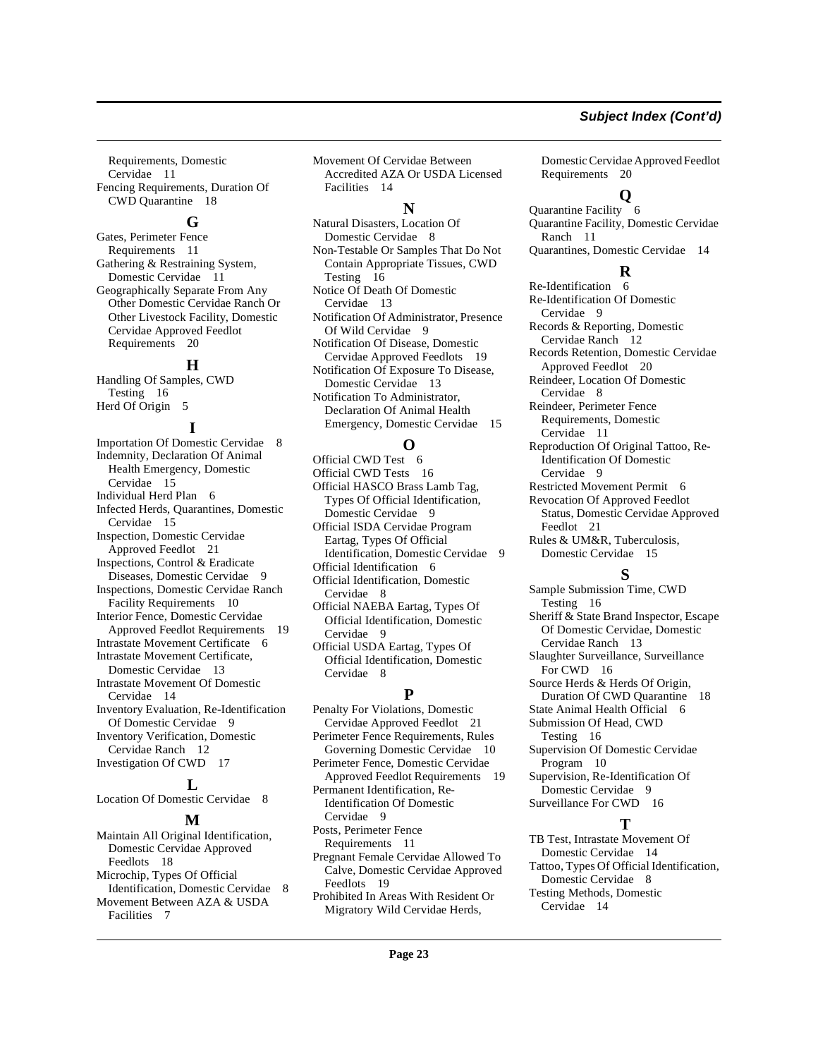Requirements, Domestic Cervidae 11
Fencing Requirements, Duration Of CWD Quarantine 18

## G

Gates, Perimeter Fence Requirements 11
Gathering & Restraining System, Domestic Cervidae 11
Geographically Separate From Any Other Domestic Cervidae Ranch Or Other Livestock Facility, Domestic Cervidae Approved Feedlot Requirements 20

## H

Handling Of Samples, CWD Testing 16
Herd Of Origin 5

## I

Importation Of Domestic Cervidae 8
Indemnity, Declaration Of Animal Health Emergency, Domestic Cervidae 15
Individual Herd Plan 6
Infected Herds, Quarantines, Domestic Cervidae 15
Inspection, Domestic Cervidae Approved Feedlot 21
Inspections, Control & Eradicate Diseases, Domestic Cervidae 9
Inspections, Domestic Cervidae Ranch Facility Requirements 10
Interior Fence, Domestic Cervidae Approved Feedlot Requirements 19
Intrastate Movement Certificate 6
Intrastate Movement Certificate, Domestic Cervidae 13
Intrastate Movement Of Domestic Cervidae 14
Inventory Evaluation, Re-Identification Of Domestic Cervidae 9
Inventory Verification, Domestic Cervidae Ranch 12
Investigation Of CWD 17

## L

Location Of Domestic Cervidae 8

## M

Maintain All Original Identification, Domestic Cervidae Approved Feedlots 18
Microchip, Types Of Official Identification, Domestic Cervidae 8
Movement Between AZA & USDA Facilities 7
Movement Of Cervidae Between Accredited AZA Or USDA Licensed Facilities 14

## N

Natural Disasters, Location Of Domestic Cervidae 8
Non-Testable Or Samples That Do Not Contain Appropriate Tissues, CWD Testing 16
Notice Of Death Of Domestic Cervidae 13
Notification Of Administrator, Presence Of Wild Cervidae 9
Notification Of Disease, Domestic Cervidae Approved Feedlots 19
Notification Of Exposure To Disease, Domestic Cervidae 13
Notification To Administrator, Declaration Of Animal Health Emergency, Domestic Cervidae 15

## O

Official CWD Test 6
Official CWD Tests 16
Official HASCO Brass Lamb Tag, Types Of Official Identification, Domestic Cervidae 9
Official ISDA Cervidae Program Eartag, Types Of Official Identification, Domestic Cervidae 9
Official Identification 6
Official Identification, Domestic Cervidae 8
Official NAEBA Eartag, Types Of Official Identification, Domestic Cervidae 9
Official USDA Eartag, Types Of Official Identification, Domestic Cervidae 8

## P

Penalty For Violations, Domestic Cervidae Approved Feedlot 21
Perimeter Fence Requirements, Rules Governing Domestic Cervidae 10
Perimeter Fence, Domestic Cervidae Approved Feedlot Requirements 19
Permanent Identification, Re-Identification Of Domestic Cervidae 9
Posts, Perimeter Fence Requirements 11
Pregnant Female Cervidae Allowed To Calve, Domestic Cervidae Approved Feedlots 19
Prohibited In Areas With Resident Or Migratory Wild Cervidae Herds, Domestic Cervidae Approved Feedlot Requirements 20

## Q

Quarantine Facility 6
Quarantine Facility, Domestic Cervidae Ranch 11
Quarantines, Domestic Cervidae 14

## R

Re-Identification 6
Re-Identification Of Domestic Cervidae 9
Records & Reporting, Domestic Cervidae Ranch 12
Records Retention, Domestic Cervidae Approved Feedlot 20
Reindeer, Location Of Domestic Cervidae 8
Reindeer, Perimeter Fence Requirements, Domestic Cervidae 11
Reproduction Of Original Tattoo, Re-Identification Of Domestic Cervidae 9
Restricted Movement Permit 6
Revocation Of Approved Feedlot Status, Domestic Cervidae Approved Feedlot 21
Rules & UM&R, Tuberculosis, Domestic Cervidae 15

## S

Sample Submission Time, CWD Testing 16
Sheriff & State Brand Inspector, Escape Of Domestic Cervidae, Domestic Cervidae Ranch 13
Slaughter Surveillance, Surveillance For CWD 16
Source Herds & Herds Of Origin, Duration Of CWD Quarantine 18
State Animal Health Official 6
Submission Of Head, CWD Testing 16
Supervision Of Domestic Cervidae Program 10
Supervision, Re-Identification Of Domestic Cervidae 9
Surveillance For CWD 16

## T

TB Test, Intrastate Movement Of Domestic Cervidae 14
Tattoo, Types Of Official Identification, Domestic Cervidae 8
Testing Methods, Domestic Cervidae 14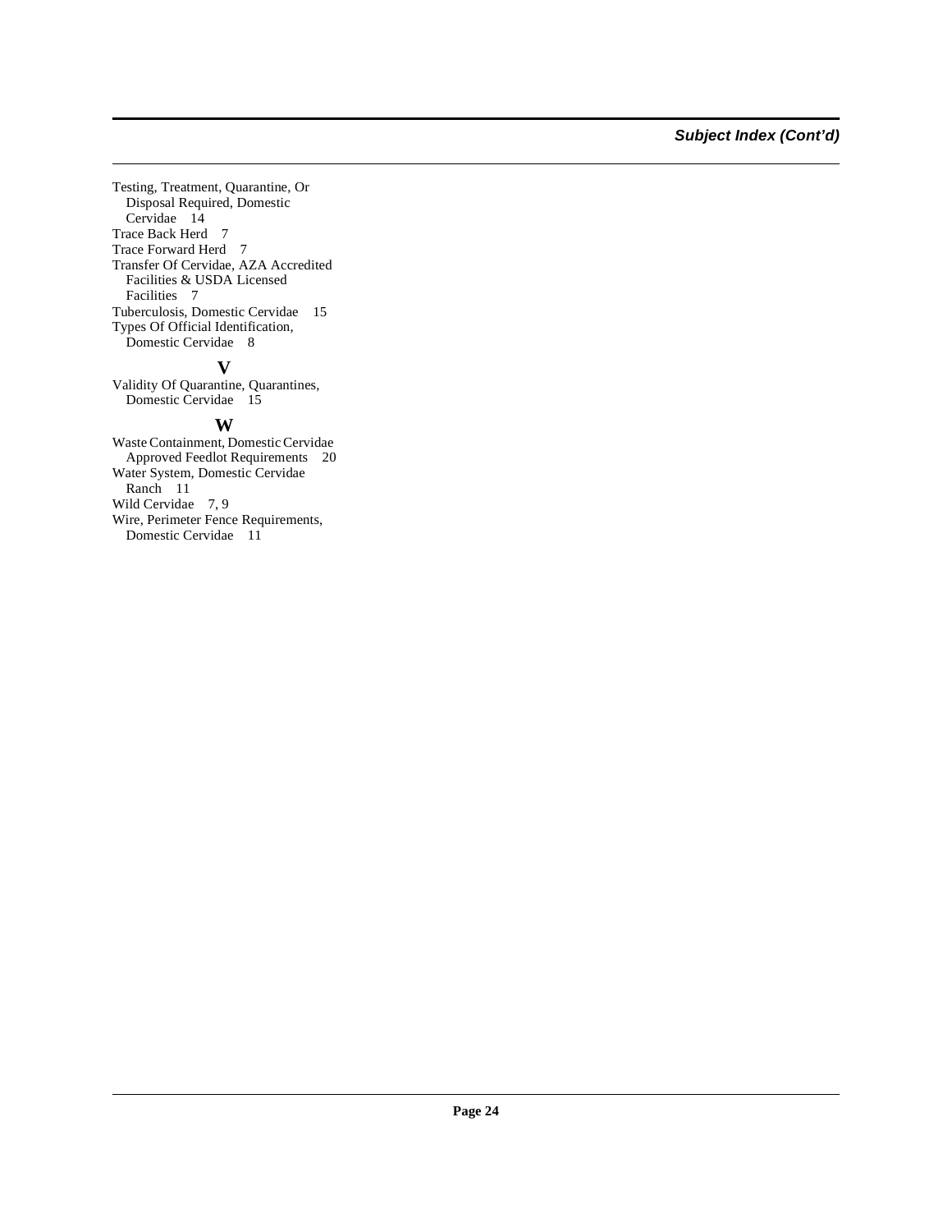Testing, Treatment, Quarantine, Or Disposal Required, Domestic Cervidae 14
Trace Back Herd 7
Trace Forward Herd 7
Transfer Of Cervidae, AZA Accredited Facilities & USDA Licensed Facilities 7
Tuberculosis, Domestic Cervidae 15
Types Of Official Identification, Domestic Cervidae 8

**V**

Validity Of Quarantine, Quarantines, Domestic Cervidae 15

**W**

Waste Containment, Domestic Cervidae Approved Feedlot Requirements 20
Water System, Domestic Cervidae Ranch 11
Wild Cervidae 7, 9
Wire, Perimeter Fence Requirements, Domestic Cervidae 11